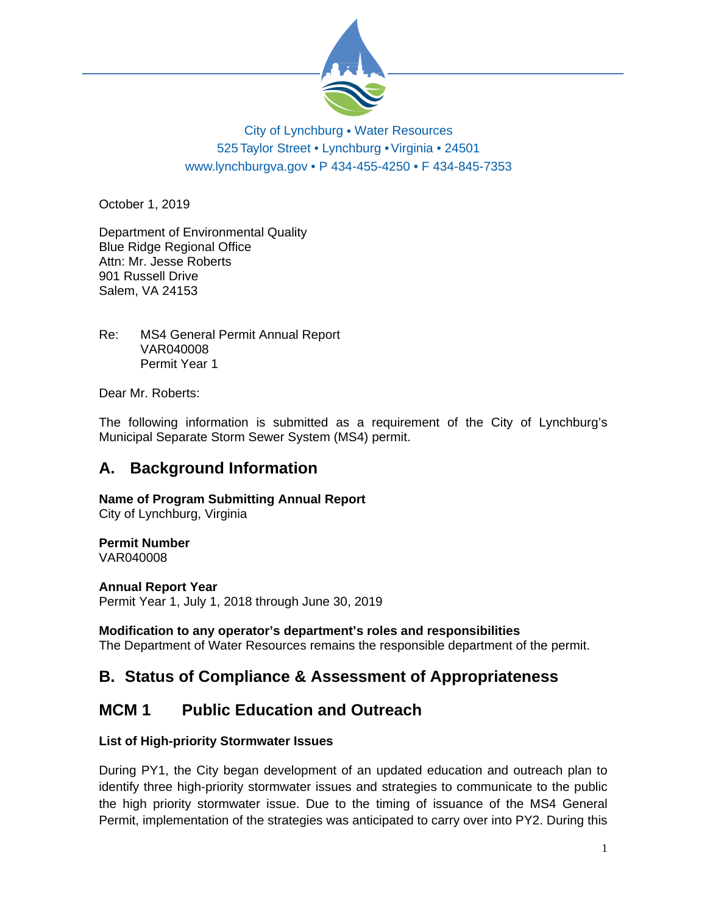City of Lynchburg • Water Resources
525 Taylor Street • Lynchburg • Virginia • 24501
www.lynchburgva.gov • P 434-455-4250 • F 434-845-7353

October 1, 2019

Department of Environmental Quality
Blue Ridge Regional Office
Attn: Mr. Jesse Roberts
901 Russell Drive
Salem, VA 24153

Re: MS4 General Permit Annual Report
VAR040008
Permit Year 1

Dear Mr. Roberts:

The following information is submitted as a requirement of the City of Lynchburg's Municipal Separate Storm Sewer System (MS4) permit.

## A. Background Information

**Name of Program Submitting Annual Report**
City of Lynchburg, Virginia

**Permit Number**
VAR040008

**Annual Report Year**
Permit Year 1, July 1, 2018 through June 30, 2019

**Modification to any operator's department's roles and responsibilities**
The Department of Water Resources remains the responsible department of the permit.

## B. Status of Compliance & Assessment of Appropriateness

## MCM 1 Public Education and Outreach

### List of High-priority Stormwater Issues

During PY1, the City began development of an updated education and outreach plan to identify three high-priority stormwater issues and strategies to communicate to the public the high priority stormwater issue. Due to the timing of issuance of the MS4 General Permit, implementation of the strategies was anticipated to carry over into PY2. During this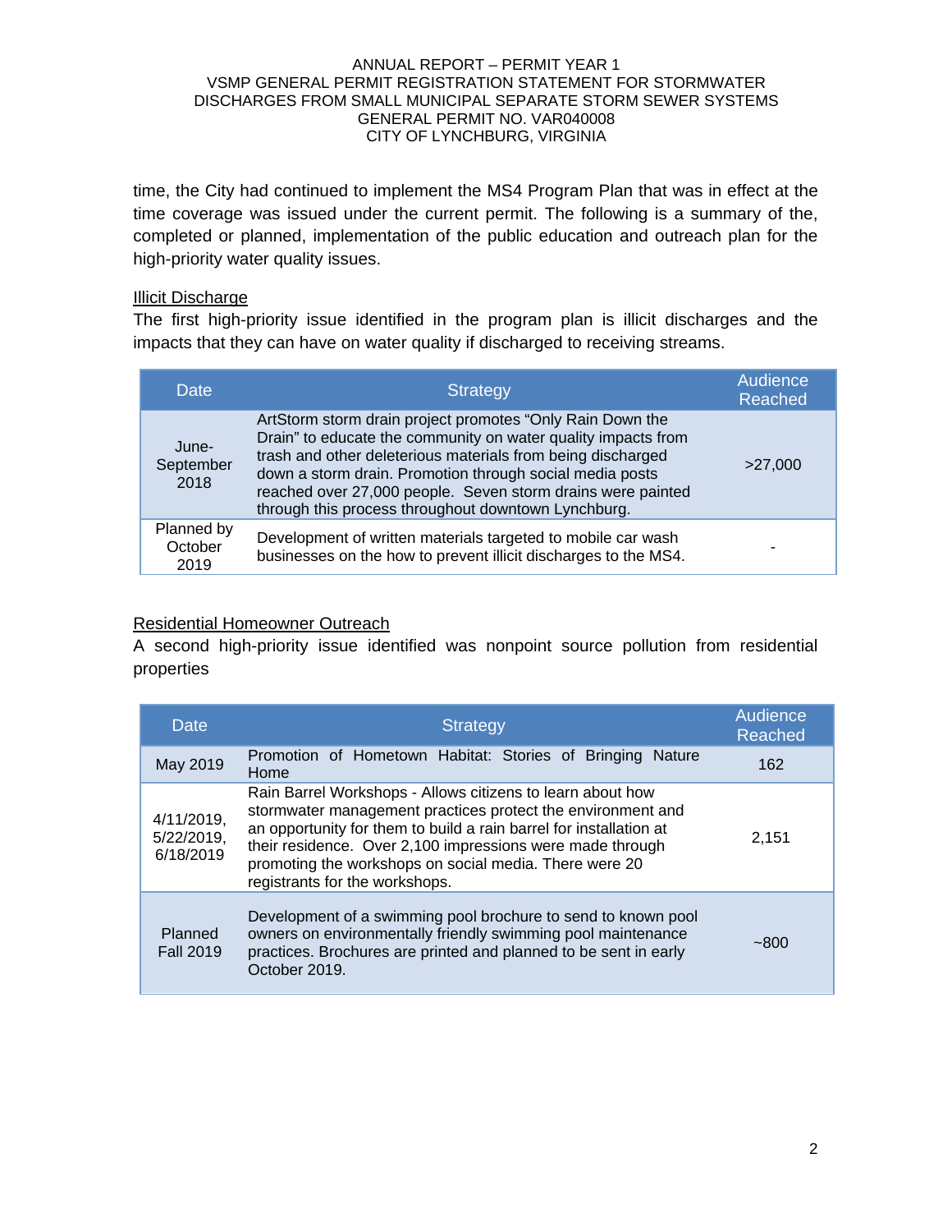time, the City had continued to implement the MS4 Program Plan that was in effect at the time coverage was issued under the current permit. The following is a summary of the, completed or planned, implementation of the public education and outreach plan for the high-priority water quality issues.

Illicit Discharge

The first high-priority issue identified in the program plan is illicit discharges and the impacts that they can have on water quality if discharged to receiving streams.

| Date | Strategy | Audience Reached |
|---|---|---|
| June-September 2018 | ArtStorm storm drain project promotes "Only Rain Down the Drain" to educate the community on water quality impacts from trash and other deleterious materials from being discharged down a storm drain. Promotion through social media posts reached over 27,000 people. Seven storm drains were painted through this process throughout downtown Lynchburg. | >27,000 |
| Planned by October 2019 | Development of written materials targeted to mobile car wash businesses on the how to prevent illicit discharges to the MS4. | - |

Residential Homeowner Outreach

A second high-priority issue identified was nonpoint source pollution from residential properties

| Date | Strategy | Audience Reached |
|---|---|---|
| May 2019 | Promotion of Hometown Habitat: Stories of Bringing Nature Home | 162 |
| 4/11/2019, 5/22/2019, 6/18/2019 | Rain Barrel Workshops - Allows citizens to learn about how stormwater management practices protect the environment and an opportunity for them to build a rain barrel for installation at their residence. Over 2,100 impressions were made through promoting the workshops on social media. There were 20 registrants for the workshops. | 2,151 |
| Planned Fall 2019 | Development of a swimming pool brochure to send to known pool owners on environmentally friendly swimming pool maintenance practices. Brochures are printed and planned to be sent in early October 2019. | ~800 |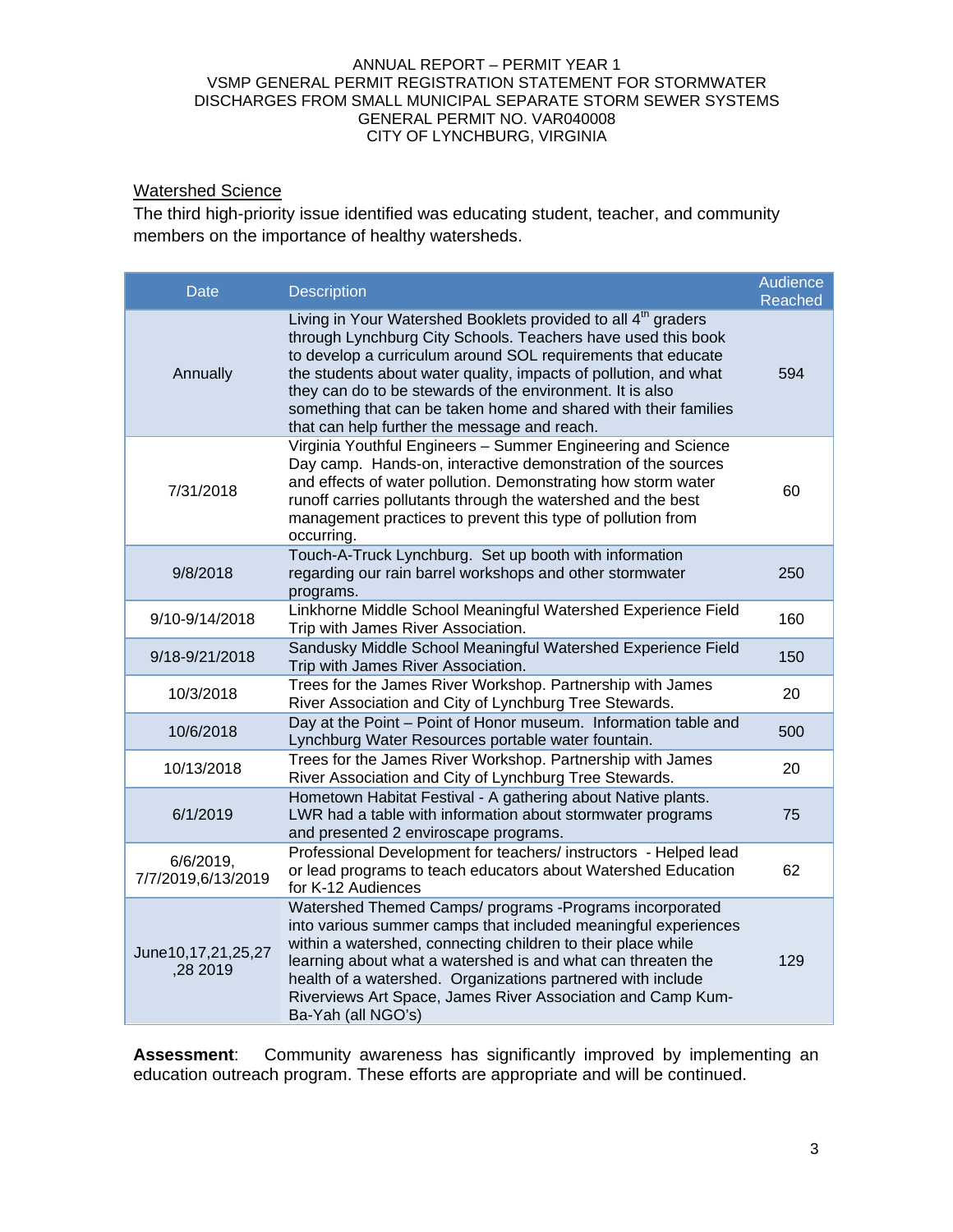## Watershed Science

The third high-priority issue identified was educating student, teacher, and community members on the importance of healthy watersheds.

| Date | Description | Audience Reached |
|---|---|---|
| Annually | Living in Your Watershed Booklets provided to all 4th graders through Lynchburg City Schools. Teachers have used this book to develop a curriculum around SOL requirements that educate the students about water quality, impacts of pollution, and what they can do to be stewards of the environment. It is also something that can be taken home and shared with their families that can help further the message and reach. | 594 |
| 7/31/2018 | Virginia Youthful Engineers – Summer Engineering and Science Day camp. Hands-on, interactive demonstration of the sources and effects of water pollution. Demonstrating how storm water runoff carries pollutants through the watershed and the best management practices to prevent this type of pollution from occurring. | 60 |
| 9/8/2018 | Touch-A-Truck Lynchburg. Set up booth with information regarding our rain barrel workshops and other stormwater programs. | 250 |
| 9/10-9/14/2018 | Linkhorne Middle School Meaningful Watershed Experience Field Trip with James River Association. | 160 |
| 9/18-9/21/2018 | Sandusky Middle School Meaningful Watershed Experience Field Trip with James River Association. | 150 |
| 10/3/2018 | Trees for the James River Workshop. Partnership with James River Association and City of Lynchburg Tree Stewards. | 20 |
| 10/6/2018 | Day at the Point – Point of Honor museum. Information table and Lynchburg Water Resources portable water fountain. | 500 |
| 10/13/2018 | Trees for the James River Workshop. Partnership with James River Association and City of Lynchburg Tree Stewards. | 20 |
| 6/1/2019 | Hometown Habitat Festival - A gathering about Native plants. LWR had a table with information about stormwater programs and presented 2 enviroscape programs. | 75 |
| 6/6/2019, 7/7/2019,6/13/2019 | Professional Development for teachers/ instructors - Helped lead or lead programs to teach educators about Watershed Education for K-12 Audiences | 62 |
| June10,17,21,25,27 ,28 2019 | Watershed Themed Camps/ programs -Programs incorporated into various summer camps that included meaningful experiences within a watershed, connecting children to their place while learning about what a watershed is and what can threaten the health of a watershed. Organizations partnered with include Riverviews Art Space, James River Association and Camp Kum-Ba-Yah (all NGO's) | 129 |

**Assessment**: Community awareness has significantly improved by implementing an education outreach program. These efforts are appropriate and will be continued.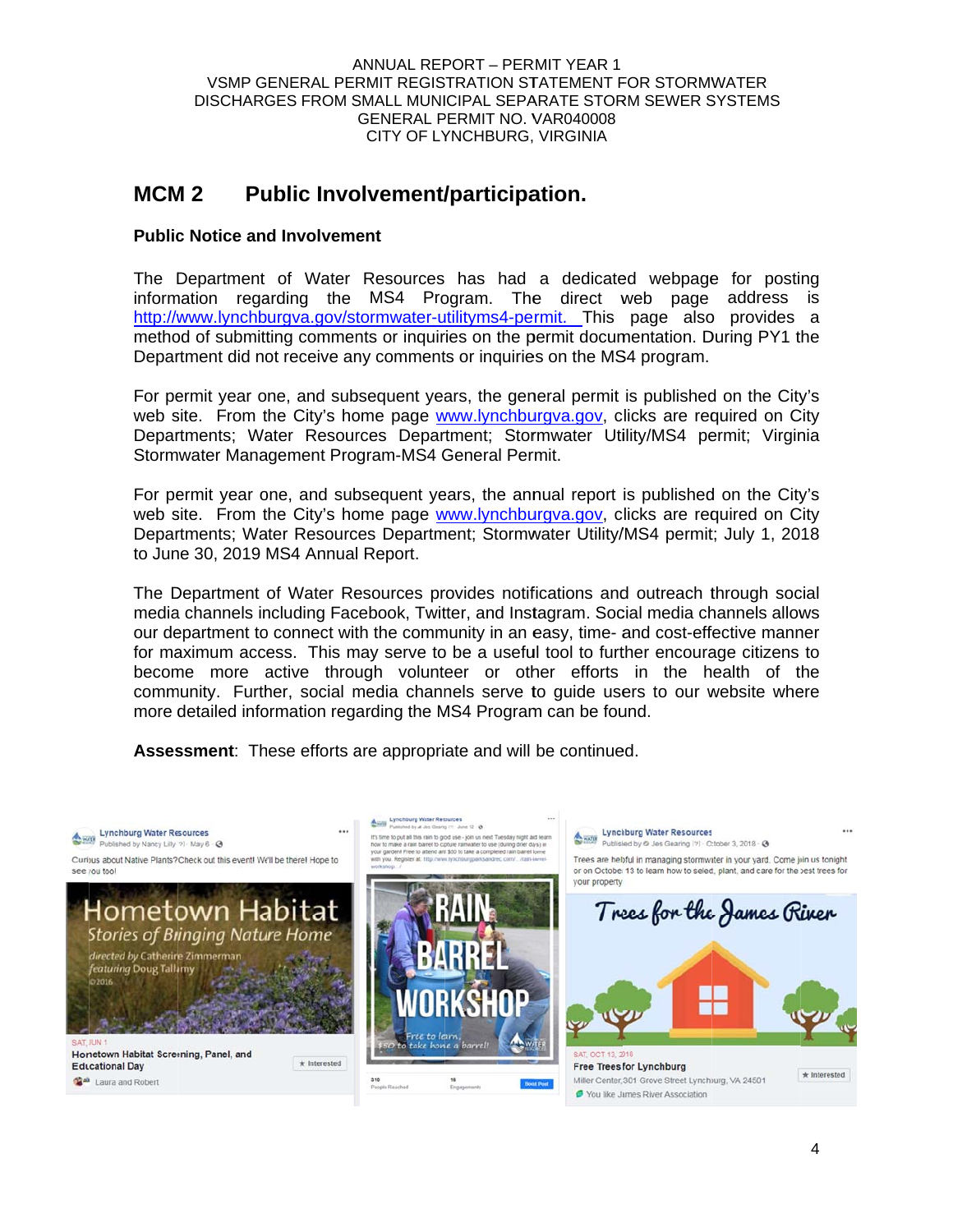ANNUAL REPORT – PERMIT YEAR 1
VSMP GENERAL PERMIT REGISTRATION STATEMENT FOR STORMWATER DISCHARGES FROM SMALL MUNICIPAL SEPARATE STORM SEWER SYSTEMS
GENERAL PERMIT NO. VAR040008
CITY OF LYNCHBURG, VIRGINIA

## MCM 2 Public Involvement/participation.

### Public Notice and Involvement

The Department of Water Resources has had a dedicated webpage for posting information regarding the MS4 Program. The direct web page address is http://www.lynchburgva.gov/stormwater-utilityms4-permit. This page also provides a method of submitting comments or inquiries on the permit documentation. During PY1 the Department did not receive any comments or inquiries on the MS4 program.

For permit year one, and subsequent years, the general permit is published on the City's web site. From the City's home page www.lynchburgva.gov, clicks are required on City Departments; Water Resources Department; Stormwater Utility/MS4 permit; Virginia Stormwater Management Program-MS4 General Permit.

For permit year one, and subsequent years, the annual report is published on the City's web site. From the City's home page www.lynchburgva.gov, clicks are required on City Departments; Water Resources Department; Stormwater Utility/MS4 permit; July 1, 2018 to June 30, 2019 MS4 Annual Report.

The Department of Water Resources provides notifications and outreach through social media channels including Facebook, Twitter, and Instagram. Social media channels allows our department to connect with the community in an easy, time- and cost-effective manner for maximum access. This may serve to be a useful tool to further encourage citizens to become more active through volunteer or other efforts in the health of the community. Further, social media channels serve to guide users to our website where more detailed information regarding the MS4 Program can be found.

**Assessment**: These efforts are appropriate and will be continued.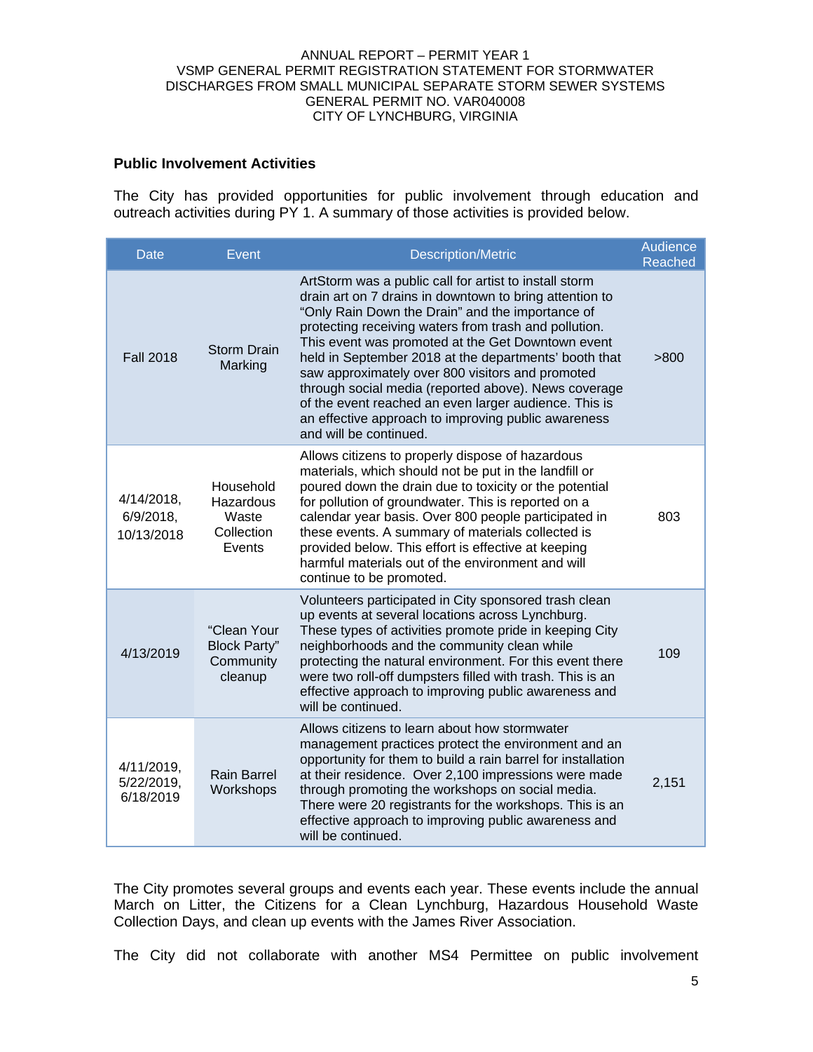**Public Involvement Activities**

The City has provided opportunities for public involvement through education and outreach activities during PY 1. A summary of those activities is provided below.

| Date | Event | Description/Metric | Audience Reached |
|---|---|---|---|
| Fall 2018 | Storm Drain Marking | ArtStorm was a public call for artist to install storm drain art on 7 drains in downtown to bring attention to "Only Rain Down the Drain" and the importance of protecting receiving waters from trash and pollution. This event was promoted at the Get Downtown event held in September 2018 at the departments' booth that saw approximately over 800 visitors and promoted through social media (reported above). News coverage of the event reached an even larger audience. This is an effective approach to improving public awareness and will be continued. | >800 |
| 4/14/2018, 6/9/2018, 10/13/2018 | Household Hazardous Waste Collection Events | Allows citizens to properly dispose of hazardous materials, which should not be put in the landfill or poured down the drain due to toxicity or the potential for pollution of groundwater. This is reported on a calendar year basis. Over 800 people participated in these events. A summary of materials collected is provided below. This effort is effective at keeping harmful materials out of the environment and will continue to be promoted. | 803 |
| 4/13/2019 | "Clean Your Block Party" Community cleanup | Volunteers participated in City sponsored trash clean up events at several locations across Lynchburg. These types of activities promote pride in keeping City neighborhoods and the community clean while protecting the natural environment. For this event there were two roll-off dumpsters filled with trash. This is an effective approach to improving public awareness and will be continued. | 109 |
| 4/11/2019, 5/22/2019, 6/18/2019 | Rain Barrel Workshops | Allows citizens to learn about how stormwater management practices protect the environment and an opportunity for them to build a rain barrel for installation at their residence. Over 2,100 impressions were made through promoting the workshops on social media. There were 20 registrants for the workshops. This is an effective approach to improving public awareness and will be continued. | 2,151 |

The City promotes several groups and events each year. These events include the annual March on Litter, the Citizens for a Clean Lynchburg, Hazardous Household Waste Collection Days, and clean up events with the James River Association.

The City did not collaborate with another MS4 Permittee on public involvement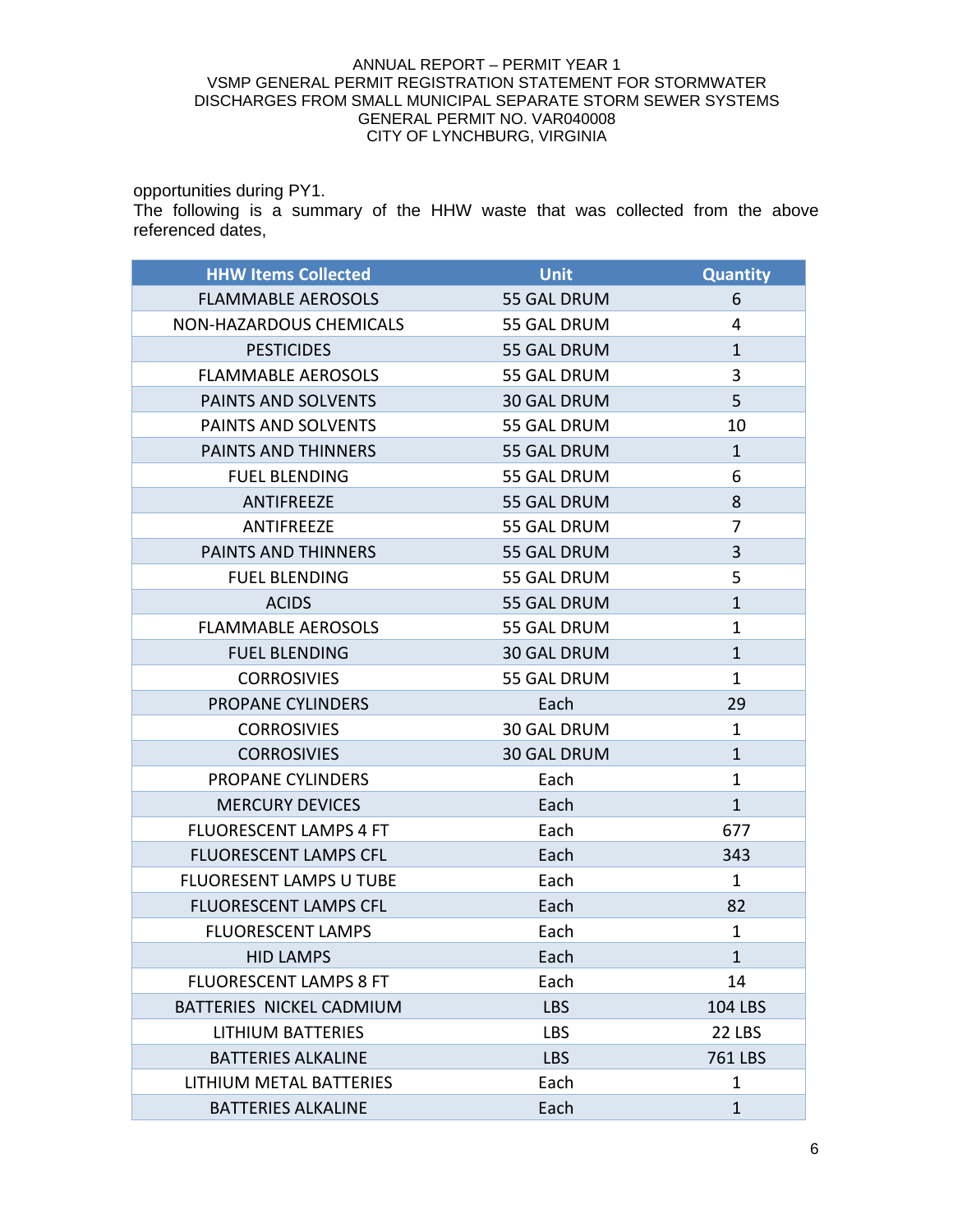opportunities during PY1.

The following is a summary of the HHW waste that was collected from the above referenced dates,

| HHW Items Collected | Unit | Quantity |
|---|---|---|
| FLAMMABLE AEROSOLS | 55 GAL DRUM | 6 |
| NON-HAZARDOUS CHEMICALS | 55 GAL DRUM | 4 |
| PESTICIDES | 55 GAL DRUM | 1 |
| FLAMMABLE AEROSOLS | 55 GAL DRUM | 3 |
| PAINTS AND SOLVENTS | 30 GAL DRUM | 5 |
| PAINTS AND SOLVENTS | 55 GAL DRUM | 10 |
| PAINTS AND THINNERS | 55 GAL DRUM | 1 |
| FUEL BLENDING | 55 GAL DRUM | 6 |
| ANTIFREEZE | 55 GAL DRUM | 8 |
| ANTIFREEZE | 55 GAL DRUM | 7 |
| PAINTS AND THINNERS | 55 GAL DRUM | 3 |
| FUEL BLENDING | 55 GAL DRUM | 5 |
| ACIDS | 55 GAL DRUM | 1 |
| FLAMMABLE AEROSOLS | 55 GAL DRUM | 1 |
| FUEL BLENDING | 30 GAL DRUM | 1 |
| CORROSIVIES | 55 GAL DRUM | 1 |
| PROPANE CYLINDERS | Each | 29 |
| CORROSIVIES | 30 GAL DRUM | 1 |
| CORROSIVIES | 30 GAL DRUM | 1 |
| PROPANE CYLINDERS | Each | 1 |
| MERCURY DEVICES | Each | 1 |
| FLUORESCENT LAMPS 4 FT | Each | 677 |
| FLUORESCENT LAMPS CFL | Each | 343 |
| FLUORESENT LAMPS U TUBE | Each | 1 |
| FLUORESCENT LAMPS CFL | Each | 82 |
| FLUORESCENT LAMPS | Each | 1 |
| HID LAMPS | Each | 1 |
| FLUORESCENT LAMPS 8 FT | Each | 14 |
| BATTERIES NICKEL CADMIUM | LBS | 104 LBS |
| LITHIUM BATTERIES | LBS | 22 LBS |
| BATTERIES ALKALINE | LBS | 761 LBS |
| LITHIUM METAL BATTERIES | Each | 1 |
| BATTERIES ALKALINE | Each | 1 |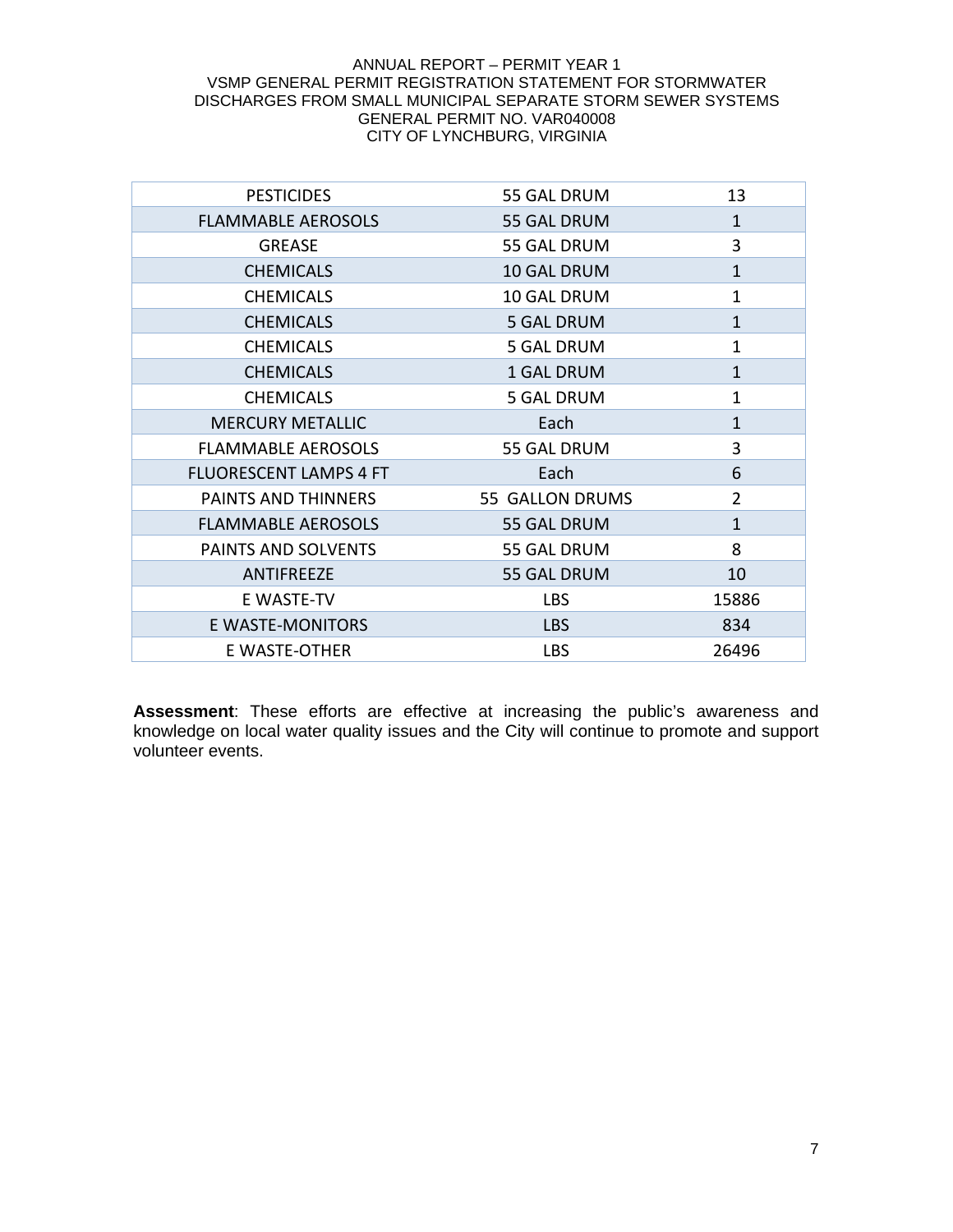| PESTICIDES | 55 GAL DRUM | 13 |
|---|---|---|
| FLAMMABLE AEROSOLS | 55 GAL DRUM | 1 |
| GREASE | 55 GAL DRUM | 3 |
| CHEMICALS | 10 GAL DRUM | 1 |
| CHEMICALS | 10 GAL DRUM | 1 |
| CHEMICALS | 5 GAL DRUM | 1 |
| CHEMICALS | 5 GAL DRUM | 1 |
| CHEMICALS | 1 GAL DRUM | 1 |
| CHEMICALS | 5 GAL DRUM | 1 |
| MERCURY METALLIC | Each | 1 |
| FLAMMABLE AEROSOLS | 55 GAL DRUM | 3 |
| FLUORESCENT LAMPS 4 FT | Each | 6 |
| PAINTS AND THINNERS | 55 GALLON DRUMS | 2 |
| FLAMMABLE AEROSOLS | 55 GAL DRUM | 1 |
| PAINTS AND SOLVENTS | 55 GAL DRUM | 8 |
| ANTIFREEZE | 55 GAL DRUM | 10 |
| E WASTE-TV | LBS | 15886 |
| E WASTE-MONITORS | LBS | 834 |
| E WASTE-OTHER | LBS | 26496 |

**Assessment**: These efforts are effective at increasing the public's awareness and knowledge on local water quality issues and the City will continue to promote and support volunteer events.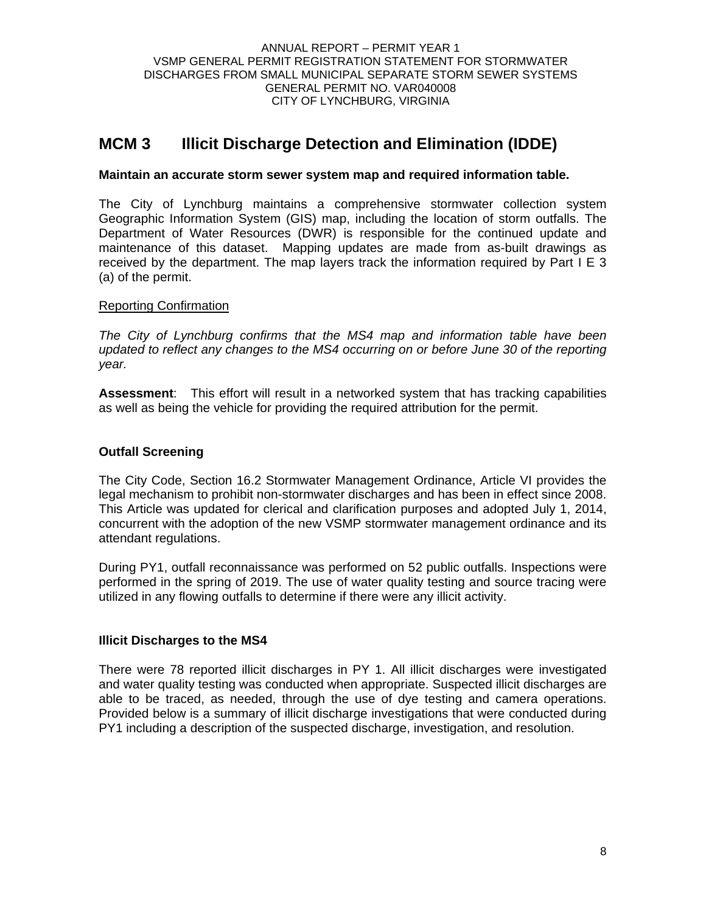# MCM 3 Illicit Discharge Detection and Elimination (IDDE)

**Maintain an accurate storm sewer system map and required information table.**

The City of Lynchburg maintains a comprehensive stormwater collection system Geographic Information System (GIS) map, including the location of storm outfalls. The Department of Water Resources (DWR) is responsible for the continued update and maintenance of this dataset. Mapping updates are made from as-built drawings as received by the department. The map layers track the information required by Part I E 3 (a) of the permit.

Reporting Confirmation

*The City of Lynchburg confirms that the MS4 map and information table have been updated to reflect any changes to the MS4 occurring on or before June 30 of the reporting year.*

**Assessment**: This effort will result in a networked system that has tracking capabilities as well as being the vehicle for providing the required attribution for the permit.

**Outfall Screening**

The City Code, Section 16.2 Stormwater Management Ordinance, Article VI provides the legal mechanism to prohibit non-stormwater discharges and has been in effect since 2008. This Article was updated for clerical and clarification purposes and adopted July 1, 2014, concurrent with the adoption of the new VSMP stormwater management ordinance and its attendant regulations.

During PY1, outfall reconnaissance was performed on 52 public outfalls. Inspections were performed in the spring of 2019. The use of water quality testing and source tracing were utilized in any flowing outfalls to determine if there were any illicit activity.

**Illicit Discharges to the MS4**

There were 78 reported illicit discharges in PY 1. All illicit discharges were investigated and water quality testing was conducted when appropriate. Suspected illicit discharges are able to be traced, as needed, through the use of dye testing and camera operations. Provided below is a summary of illicit discharge investigations that were conducted during PY1 including a description of the suspected discharge, investigation, and resolution.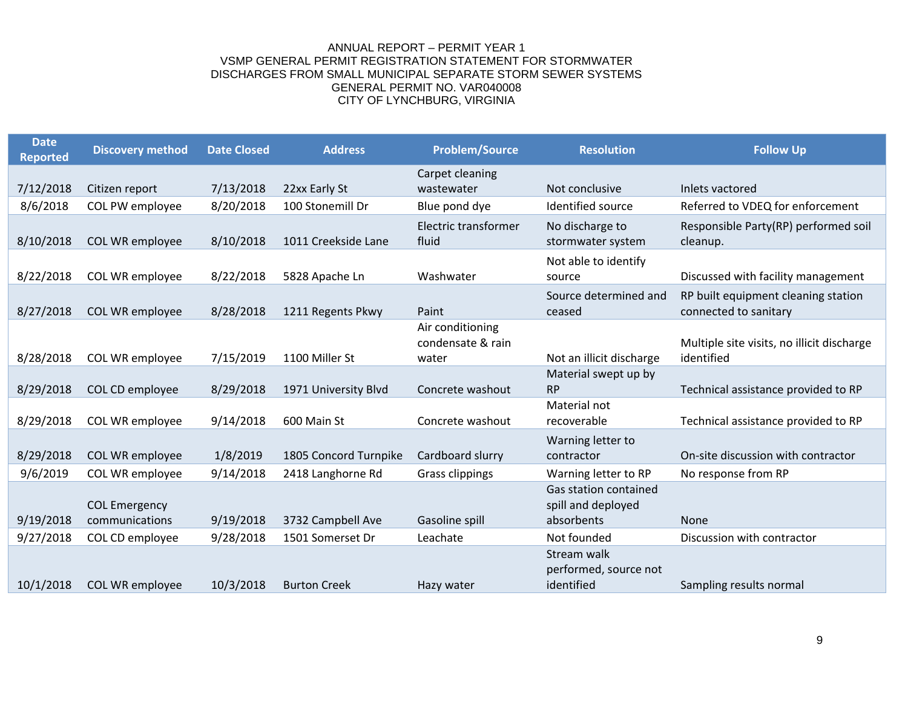ANNUAL REPORT – PERMIT YEAR 1
VSMP GENERAL PERMIT REGISTRATION STATEMENT FOR STORMWATER DISCHARGES FROM SMALL MUNICIPAL SEPARATE STORM SEWER SYSTEMS
GENERAL PERMIT NO. VAR040008
CITY OF LYNCHBURG, VIRGINIA

| Date Reported | Discovery method | Date Closed | Address | Problem/Source | Resolution | Follow Up |
|---|---|---|---|---|---|---|
| 7/12/2018 | Citizen report | 7/13/2018 | 22xx Early St | Carpet cleaning wastewater | Not conclusive | Inlets vactored |
| 8/6/2018 | COL PW employee | 8/20/2018 | 100 Stonemill Dr | Blue pond dye | Identified source | Referred to VDEQ for enforcement |
| 8/10/2018 | COL WR employee | 8/10/2018 | 1011 Creekside Lane | Electric transformer fluid | No discharge to stormwater system | Responsible Party(RP) performed soil cleanup. |
| 8/22/2018 | COL WR employee | 8/22/2018 | 5828 Apache Ln | Washwater | Not able to identify source | Discussed with facility management |
| 8/27/2018 | COL WR employee | 8/28/2018 | 1211 Regents Pkwy | Paint | Source determined and ceased | RP built equipment cleaning station connected to sanitary |
| 8/28/2018 | COL WR employee | 7/15/2019 | 1100 Miller St | Air conditioning condensate & rain water | Not an illicit discharge | Multiple site visits, no illicit discharge identified |
| 8/29/2018 | COL CD employee | 8/29/2018 | 1971 University Blvd | Concrete washout | Material swept up by RP | Technical assistance provided to RP |
| 8/29/2018 | COL WR employee | 9/14/2018 | 600 Main St | Concrete washout | Material not recoverable | Technical assistance provided to RP |
| 8/29/2018 | COL WR employee | 1/8/2019 | 1805 Concord Turnpike | Cardboard slurry | Warning letter to contractor | On-site discussion with contractor |
| 9/6/2019 | COL WR employee | 9/14/2018 | 2418 Langhorne Rd | Grass clippings | Warning letter to RP | No response from RP |
| 9/19/2018 | COL Emergency communications | 9/19/2018 | 3732 Campbell Ave | Gasoline spill | Gas station contained spill and deployed absorbents | None |
| 9/27/2018 | COL CD employee | 9/28/2018 | 1501 Somerset Dr | Leachate | Not founded | Discussion with contractor |
| 10/1/2018 | COL WR employee | 10/3/2018 | Burton Creek | Hazy water | Stream walk performed, source not identified | Sampling results normal |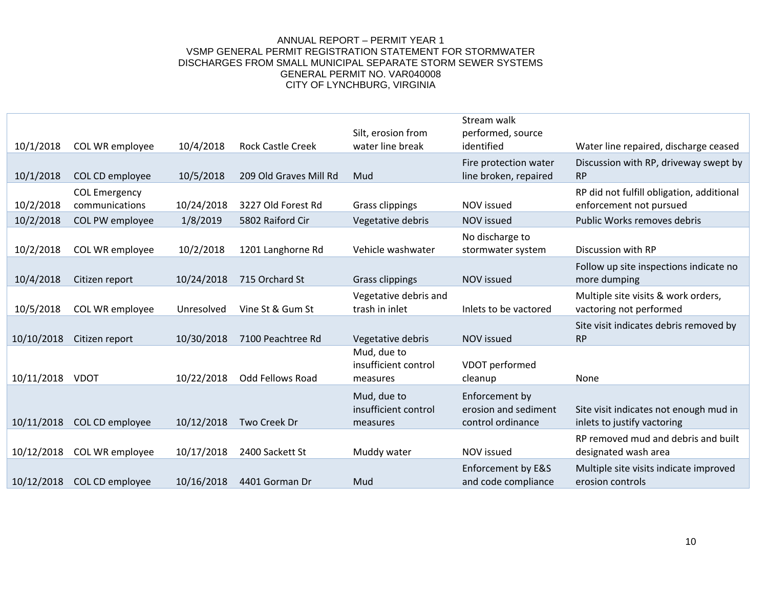ANNUAL REPORT – PERMIT YEAR 1
VSMP GENERAL PERMIT REGISTRATION STATEMENT FOR STORMWATER DISCHARGES FROM SMALL MUNICIPAL SEPARATE STORM SEWER SYSTEMS
GENERAL PERMIT NO. VAR040008
CITY OF LYNCHBURG, VIRGINIA

| | | | | | | |
|---|---|---|---|---|---|---|
| 10/1/2018 | COL WR employee | 10/4/2018 | Rock Castle Creek | Silt, erosion from water line break | Stream walk performed, source identified | Water line repaired, discharge ceased |
| 10/1/2018 | COL CD employee | 10/5/2018 | 209 Old Graves Mill Rd | Mud | Fire protection water line broken, repaired | Discussion with RP, driveway swept by RP |
| 10/2/2018 | COL Emergency communications | 10/24/2018 | 3227 Old Forest Rd | Grass clippings | NOV issued | RP did not fulfill obligation, additional enforcement not pursued |
| 10/2/2018 | COL PW employee | 1/8/2019 | 5802 Raiford Cir | Vegetative debris | NOV issued | Public Works removes debris |
| 10/2/2018 | COL WR employee | 10/2/2018 | 1201 Langhorne Rd | Vehicle washwater | No discharge to stormwater system | Discussion with RP |
| 10/4/2018 | Citizen report | 10/24/2018 | 715 Orchard St | Grass clippings | NOV issued | Follow up site inspections indicate no more dumping |
| 10/5/2018 | COL WR employee | Unresolved | Vine St & Gum St | Vegetative debris and trash in inlet | Inlets to be vactored | Multiple site visits & work orders, vactoring not performed |
| 10/10/2018 | Citizen report | 10/30/2018 | 7100 Peachtree Rd | Vegetative debris | NOV issued | Site visit indicates debris removed by RP |
| 10/11/2018 | VDOT | 10/22/2018 | Odd Fellows Road | Mud, due to insufficient control measures | VDOT performed cleanup | None |
| 10/11/2018 | COL CD employee | 10/12/2018 | Two Creek Dr | Mud, due to insufficient control measures | Enforcement by erosion and sediment control ordinance | Site visit indicates not enough mud in inlets to justify vactoring |
| 10/12/2018 | COL WR employee | 10/17/2018 | 2400 Sackett St | Muddy water | NOV issued | RP removed mud and debris and built designated wash area |
| 10/12/2018 | COL CD employee | 10/16/2018 | 4401 Gorman Dr | Mud | Enforcement by E&S and code compliance | Multiple site visits indicate improved erosion controls |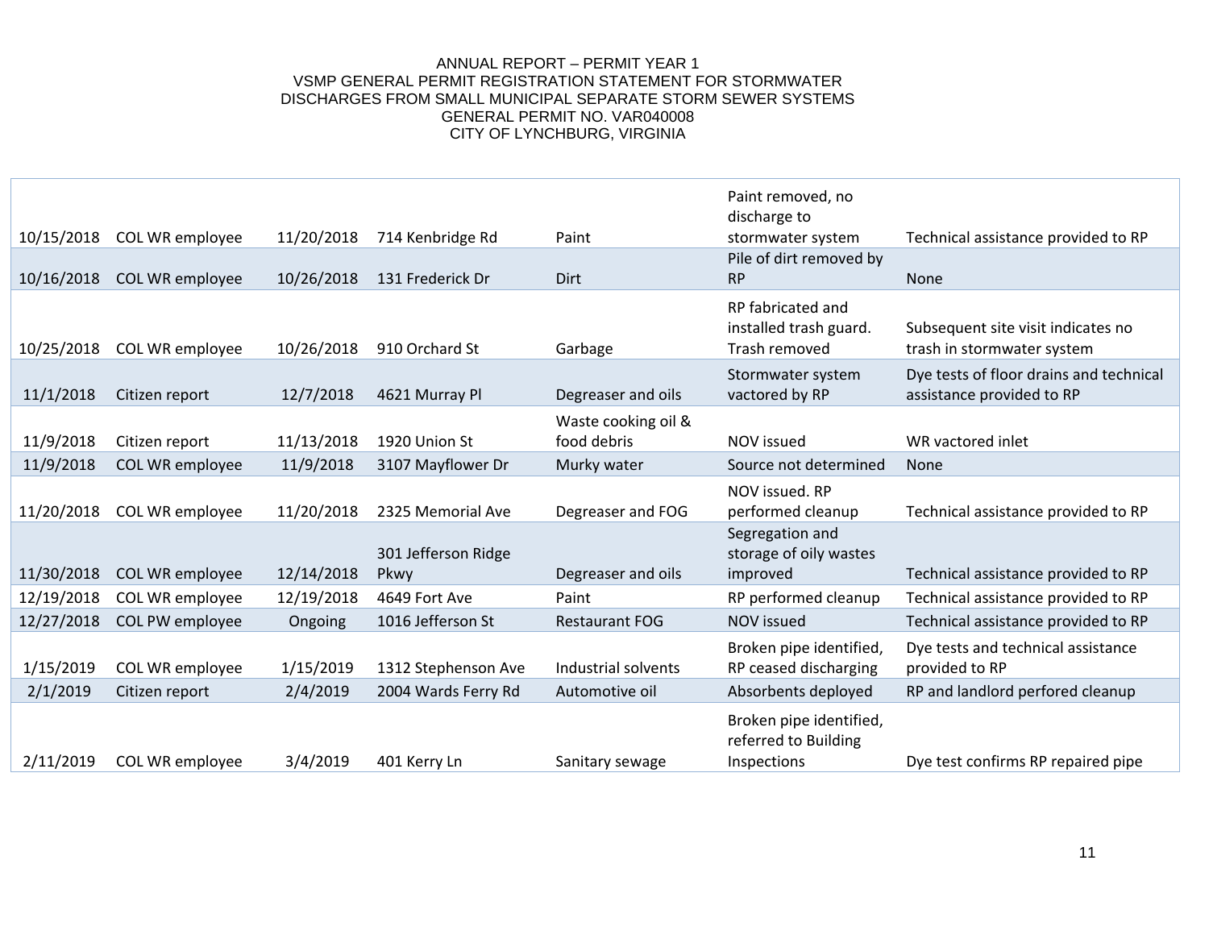ANNUAL REPORT – PERMIT YEAR 1
VSMP GENERAL PERMIT REGISTRATION STATEMENT FOR STORMWATER DISCHARGES FROM SMALL MUNICIPAL SEPARATE STORM SEWER SYSTEMS
GENERAL PERMIT NO. VAR040008
CITY OF LYNCHBURG, VIRGINIA

| | | | | | | |
|---|---|---|---|---|---|---|
| 10/15/2018 | COL WR employee | 11/20/2018 | 714 Kenbridge Rd | Paint | Paint removed, no discharge to stormwater system | Technical assistance provided to RP |
| 10/16/2018 | COL WR employee | 10/26/2018 | 131 Frederick Dr | Dirt | Pile of dirt removed by RP | None |
| 10/25/2018 | COL WR employee | 10/26/2018 | 910 Orchard St | Garbage | RP fabricated and installed trash guard. Trash removed | Subsequent site visit indicates no trash in stormwater system |
| 11/1/2018 | Citizen report | 12/7/2018 | 4621 Murray Pl | Degreaser and oils | Stormwater system vactored by RP | Dye tests of floor drains and technical assistance provided to RP |
| 11/9/2018 | Citizen report | 11/13/2018 | 1920 Union St | Waste cooking oil & food debris | NOV issued | WR vactored inlet |
| 11/9/2018 | COL WR employee | 11/9/2018 | 3107 Mayflower Dr | Murky water | Source not determined | None |
| 11/20/2018 | COL WR employee | 11/20/2018 | 2325 Memorial Ave | Degreaser and FOG | NOV issued. RP performed cleanup | Technical assistance provided to RP |
| 11/30/2018 | COL WR employee | 12/14/2018 | 301 Jefferson Ridge Pkwy | Degreaser and oils | Segregation and storage of oily wastes improved | Technical assistance provided to RP |
| 12/19/2018 | COL WR employee | 12/19/2018 | 4649 Fort Ave | Paint | RP performed cleanup | Technical assistance provided to RP |
| 12/27/2018 | COL PW employee | Ongoing | 1016 Jefferson St | Restaurant FOG | NOV issued | Technical assistance provided to RP |
| 1/15/2019 | COL WR employee | 1/15/2019 | 1312 Stephenson Ave | Industrial solvents | Broken pipe identified, RP ceased discharging | Dye tests and technical assistance provided to RP |
| 2/1/2019 | Citizen report | 2/4/2019 | 2004 Wards Ferry Rd | Automotive oil | Absorbents deployed | RP and landlord perfored cleanup |
| 2/11/2019 | COL WR employee | 3/4/2019 | 401 Kerry Ln | Sanitary sewage | Broken pipe identified, referred to Building Inspections | Dye test confirms RP repaired pipe |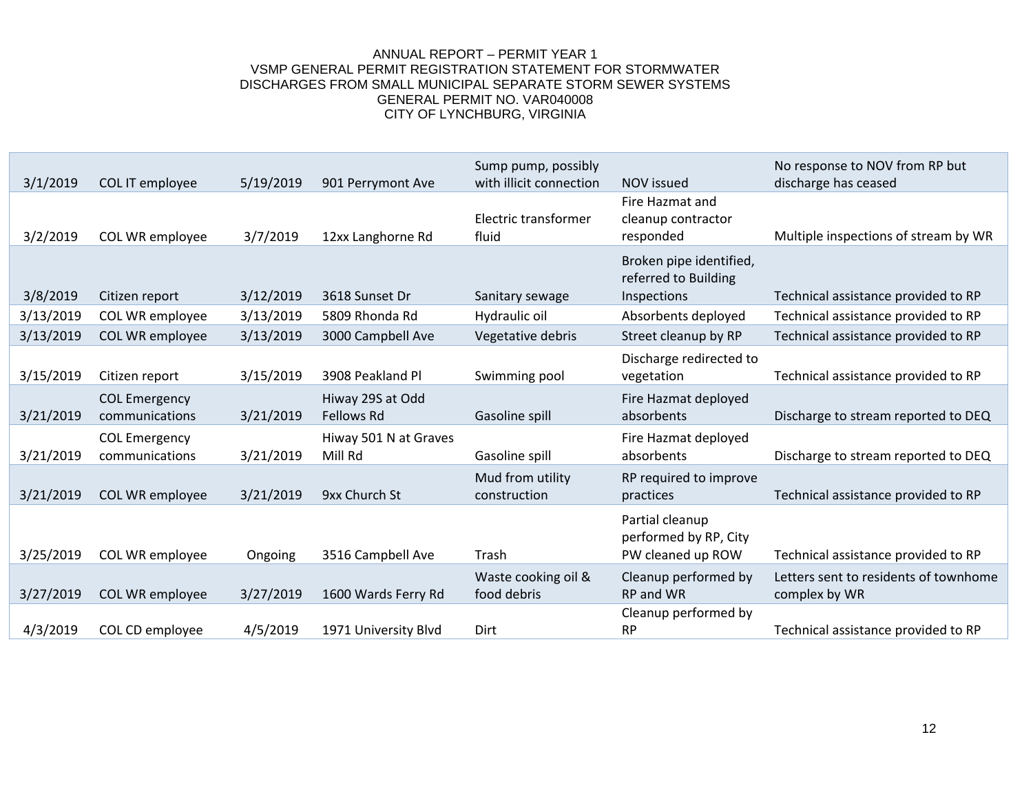| | | | | | | |
|---|---|---|---|---|---|---|
| 3/1/2019 | COL IT employee | 5/19/2019 | 901 Perrymont Ave | Sump pump, possibly with illicit connection | NOV issued | No response to NOV from RP but discharge has ceased |
| 3/2/2019 | COL WR employee | 3/7/2019 | 12xx Langhorne Rd | Electric transformer fluid | Fire Hazmat and cleanup contractor responded | Multiple inspections of stream by WR |
| 3/8/2019 | Citizen report | 3/12/2019 | 3618 Sunset Dr | Sanitary sewage | Broken pipe identified, referred to Building Inspections | Technical assistance provided to RP |
| 3/13/2019 | COL WR employee | 3/13/2019 | 5809 Rhonda Rd | Hydraulic oil | Absorbents deployed | Technical assistance provided to RP |
| 3/13/2019 | COL WR employee | 3/13/2019 | 3000 Campbell Ave | Vegetative debris | Street cleanup by RP | Technical assistance provided to RP |
| 3/15/2019 | Citizen report | 3/15/2019 | 3908 Peakland Pl | Swimming pool | Discharge redirected to vegetation | Technical assistance provided to RP |
| 3/21/2019 | COL Emergency communications | 3/21/2019 | Hiway 29S at Odd Fellows Rd | Gasoline spill | Fire Hazmat deployed absorbents | Discharge to stream reported to DEQ |
| 3/21/2019 | COL Emergency communications | 3/21/2019 | Hiway 501 N at Graves Mill Rd | Gasoline spill | Fire Hazmat deployed absorbents | Discharge to stream reported to DEQ |
| 3/21/2019 | COL WR employee | 3/21/2019 | 9xx Church St | Mud from utility construction | RP required to improve practices | Technical assistance provided to RP |
| 3/25/2019 | COL WR employee | Ongoing | 3516 Campbell Ave | Trash | Partial cleanup performed by RP, City PW cleaned up ROW | Technical assistance provided to RP |
| 3/27/2019 | COL WR employee | 3/27/2019 | 1600 Wards Ferry Rd | Waste cooking oil & food debris | Cleanup performed by RP and WR | Letters sent to residents of townhome complex by WR |
| 4/3/2019 | COL CD employee | 4/5/2019 | 1971 University Blvd | Dirt | Cleanup performed by RP | Technical assistance provided to RP |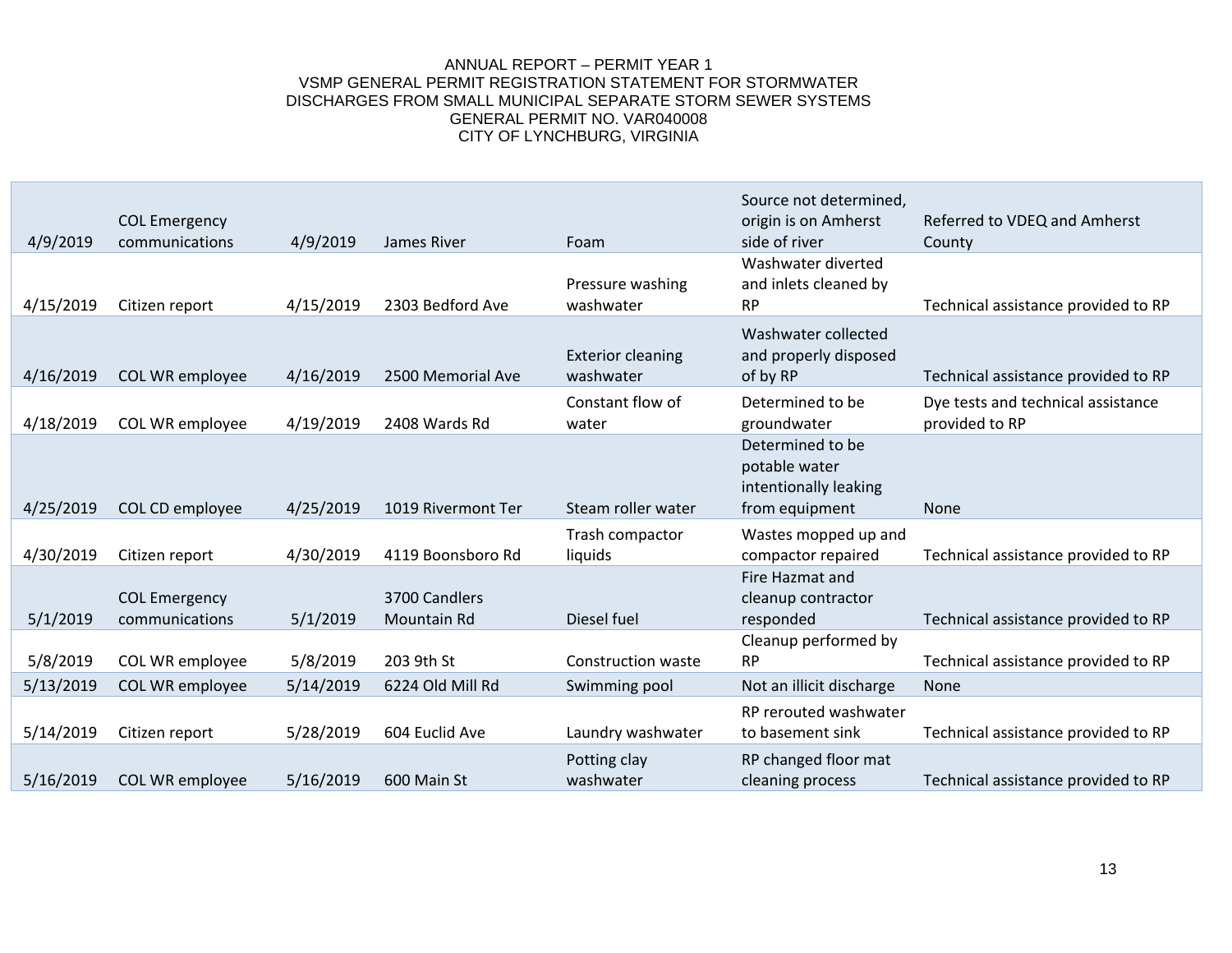ANNUAL REPORT – PERMIT YEAR 1
VSMP GENERAL PERMIT REGISTRATION STATEMENT FOR STORMWATER DISCHARGES FROM SMALL MUNICIPAL SEPARATE STORM SEWER SYSTEMS
GENERAL PERMIT NO. VAR040008
CITY OF LYNCHBURG, VIRGINIA

| | | | | | | |
|---|---|---|---|---|---|---|
| 4/9/2019 | COL Emergency communications | 4/9/2019 | James River | Foam | Source not determined, origin is on Amherst side of river | Referred to VDEQ and Amherst County |
| 4/15/2019 | Citizen report | 4/15/2019 | 2303 Bedford Ave | Pressure washing washwater | Washwater diverted and inlets cleaned by RP | Technical assistance provided to RP |
| 4/16/2019 | COL WR employee | 4/16/2019 | 2500 Memorial Ave | Exterior cleaning washwater | Washwater collected and properly disposed of by RP | Technical assistance provided to RP |
| 4/18/2019 | COL WR employee | 4/19/2019 | 2408 Wards Rd | Constant flow of water | Determined to be groundwater | Dye tests and technical assistance provided to RP |
| 4/25/2019 | COL CD employee | 4/25/2019 | 1019 Rivermont Ter | Steam roller water | Determined to be potable water intentionally leaking from equipment | None |
| 4/30/2019 | Citizen report | 4/30/2019 | 4119 Boonsboro Rd | Trash compactor liquids | Wastes mopped up and compactor repaired | Technical assistance provided to RP |
| 5/1/2019 | COL Emergency communications | 5/1/2019 | 3700 Candlers Mountain Rd | Diesel fuel | Fire Hazmat and cleanup contractor responded | Technical assistance provided to RP |
| 5/8/2019 | COL WR employee | 5/8/2019 | 203 9th St | Construction waste | Cleanup performed by RP | Technical assistance provided to RP |
| 5/13/2019 | COL WR employee | 5/14/2019 | 6224 Old Mill Rd | Swimming pool | Not an illicit discharge | None |
| 5/14/2019 | Citizen report | 5/28/2019 | 604 Euclid Ave | Laundry washwater | RP rerouted washwater to basement sink | Technical assistance provided to RP |
| 5/16/2019 | COL WR employee | 5/16/2019 | 600 Main St | Potting clay washwater | RP changed floor mat cleaning process | Technical assistance provided to RP |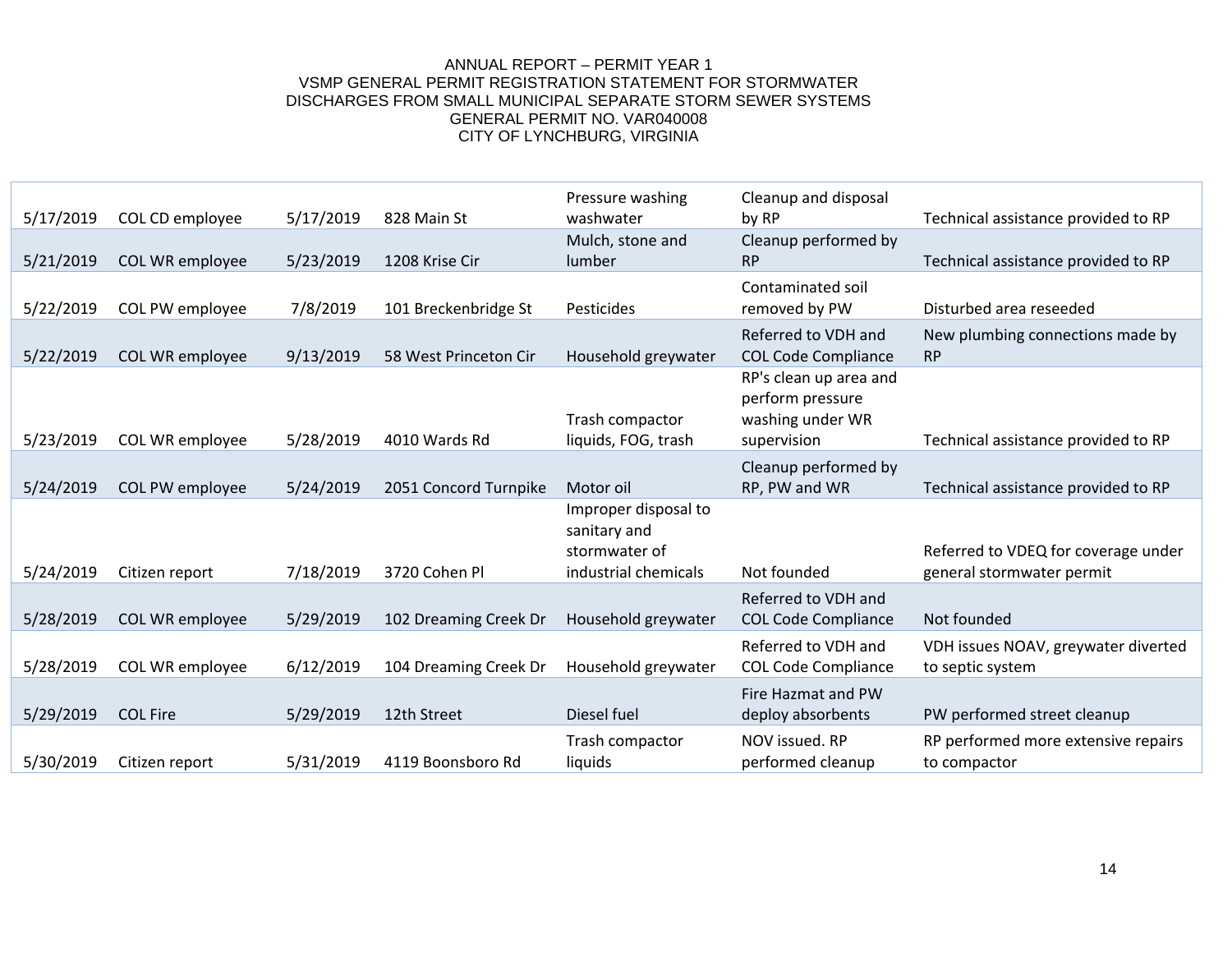| | | | | | | |
|---|---|---|---|---|---|---|
| 5/17/2019 | COL CD employee | 5/17/2019 | 828 Main St | Pressure washing washwater | Cleanup and disposal by RP | Technical assistance provided to RP |
| 5/21/2019 | COL WR employee | 5/23/2019 | 1208 Krise Cir | Mulch, stone and lumber | Cleanup performed by RP | Technical assistance provided to RP |
| 5/22/2019 | COL PW employee | 7/8/2019 | 101 Breckenbridge St | Pesticides | Contaminated soil removed by PW | Disturbed area reseeded |
| 5/22/2019 | COL WR employee | 9/13/2019 | 58 West Princeton Cir | Household greywater | Referred to VDH and COL Code Compliance | New plumbing connections made by RP |
| 5/23/2019 | COL WR employee | 5/28/2019 | 4010 Wards Rd | Trash compactor liquids, FOG, trash | RP's clean up area and perform pressure washing under WR supervision | Technical assistance provided to RP |
| 5/24/2019 | COL PW employee | 5/24/2019 | 2051 Concord Turnpike | Motor oil | Cleanup performed by RP, PW and WR | Technical assistance provided to RP |
| 5/24/2019 | Citizen report | 7/18/2019 | 3720 Cohen Pl | Improper disposal to sanitary and stormwater of industrial chemicals | Not founded | Referred to VDEQ for coverage under general stormwater permit |
| 5/28/2019 | COL WR employee | 5/29/2019 | 102 Dreaming Creek Dr | Household greywater | Referred to VDH and COL Code Compliance | Not founded |
| 5/28/2019 | COL WR employee | 6/12/2019 | 104 Dreaming Creek Dr | Household greywater | Referred to VDH and COL Code Compliance | VDH issues NOAV, greywater diverted to septic system |
| 5/29/2019 | COL Fire | 5/29/2019 | 12th Street | Diesel fuel | Fire Hazmat and PW deploy absorbents | PW performed street cleanup |
| 5/30/2019 | Citizen report | 5/31/2019 | 4119 Boonsboro Rd | Trash compactor liquids | NOV issued. RP performed cleanup | RP performed more extensive repairs to compactor |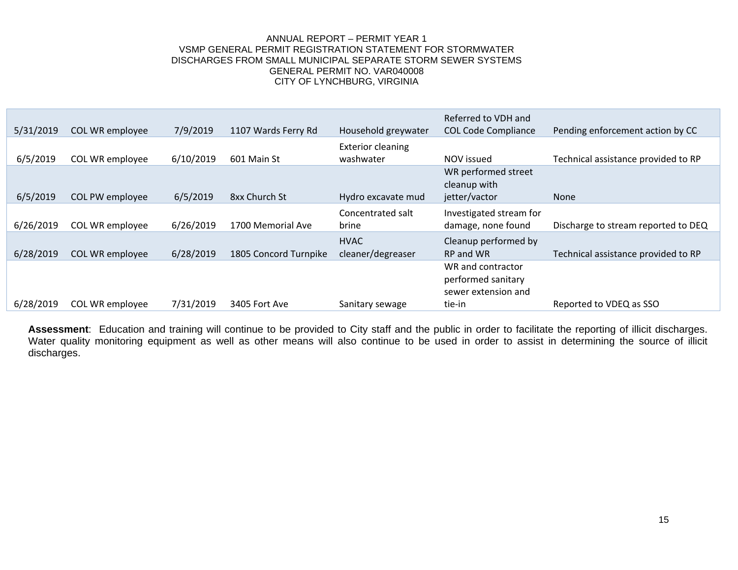| | | | | | | |
|---|---|---|---|---|---|---|
| 5/31/2019 | COL WR employee | 7/9/2019 | 1107 Wards Ferry Rd | Household greywater | Referred to VDH and COL Code Compliance | Pending enforcement action by CC |
| 6/5/2019 | COL WR employee | 6/10/2019 | 601 Main St | Exterior cleaning washwater | NOV issued | Technical assistance provided to RP |
| 6/5/2019 | COL PW employee | 6/5/2019 | 8xx Church St | Hydro excavate mud | WR performed street cleanup with jetter/vactor | None |
| 6/26/2019 | COL WR employee | 6/26/2019 | 1700 Memorial Ave | Concentrated salt brine | Investigated stream for damage, none found | Discharge to stream reported to DEQ |
| 6/28/2019 | COL WR employee | 6/28/2019 | 1805 Concord Turnpike | HVAC cleaner/degreaser | Cleanup performed by RP and WR | Technical assistance provided to RP |
| 6/28/2019 | COL WR employee | 7/31/2019 | 3405 Fort Ave | Sanitary sewage | WR and contractor performed sanitary sewer extension and tie-in | Reported to VDEQ as SSO |

**Assessment**: Education and training will continue to be provided to City staff and the public in order to facilitate the reporting of illicit discharges. Water quality monitoring equipment as well as other means will also continue to be used in order to assist in determining the source of illicit discharges.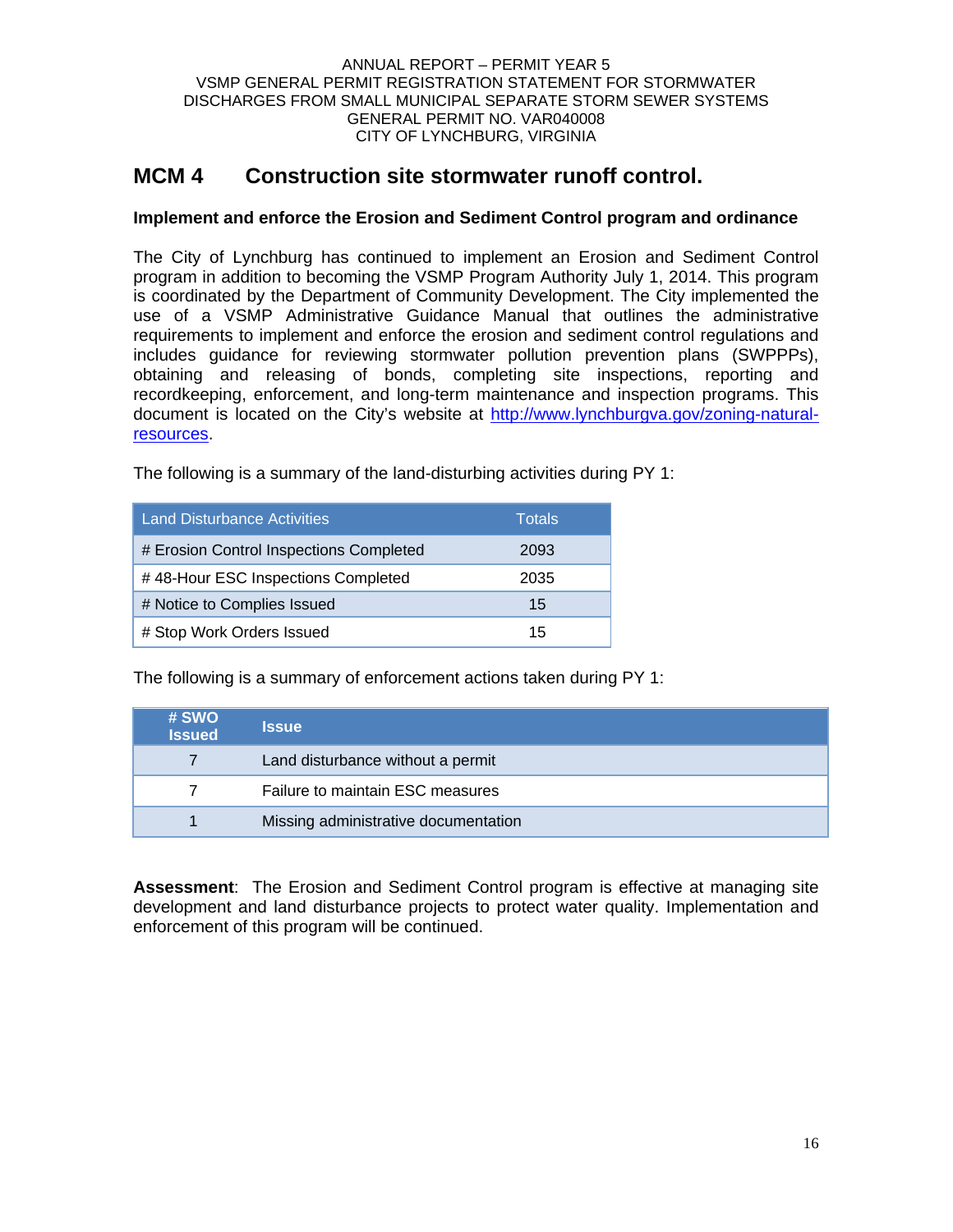## MCM 4 Construction site stormwater runoff control.

**Implement and enforce the Erosion and Sediment Control program and ordinance**

The City of Lynchburg has continued to implement an Erosion and Sediment Control program in addition to becoming the VSMP Program Authority July 1, 2014. This program is coordinated by the Department of Community Development. The City implemented the use of a VSMP Administrative Guidance Manual that outlines the administrative requirements to implement and enforce the erosion and sediment control regulations and includes guidance for reviewing stormwater pollution prevention plans (SWPPPs), obtaining and releasing of bonds, completing site inspections, reporting and recordkeeping, enforcement, and long-term maintenance and inspection programs. This document is located on the City's website at [http://www.lynchburgva.gov/zoning-natural-resources](http://www.lynchburgva.gov/zoning-natural-resources).

The following is a summary of the land-disturbing activities during PY 1:

| Land Disturbance Activities | Totals |
|---|---|
| # Erosion Control Inspections Completed | 2093 |
| # 48-Hour ESC Inspections Completed | 2035 |
| # Notice to Complies Issued | 15 |
| # Stop Work Orders Issued | 15 |

The following is a summary of enforcement actions taken during PY 1:

| # SWO Issued | Issue |
|---|---|
| 7 | Land disturbance without a permit |
| 7 | Failure to maintain ESC measures |
| 1 | Missing administrative documentation |

**Assessment**: The Erosion and Sediment Control program is effective at managing site development and land disturbance projects to protect water quality. Implementation and enforcement of this program will be continued.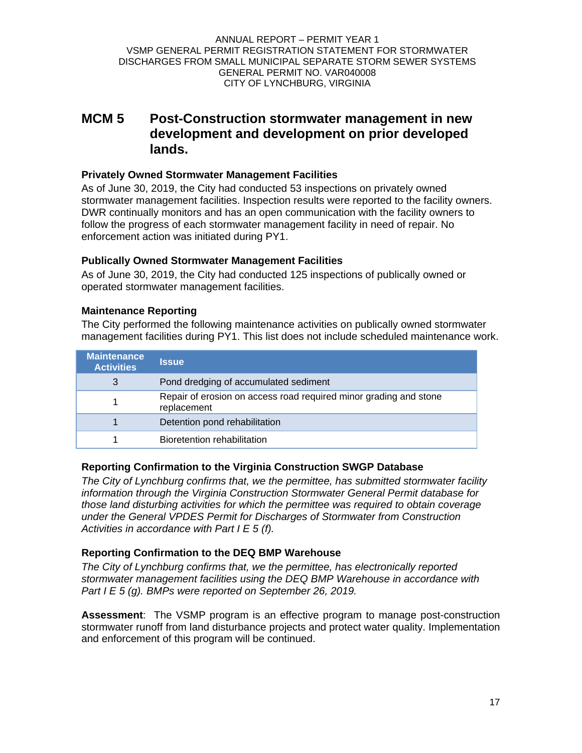## MCM 5 Post-Construction stormwater management in new development and development on prior developed lands.

### Privately Owned Stormwater Management Facilities

As of June 30, 2019, the City had conducted 53 inspections on privately owned stormwater management facilities. Inspection results were reported to the facility owners. DWR continually monitors and has an open communication with the facility owners to follow the progress of each stormwater management facility in need of repair. No enforcement action was initiated during PY1.

### Publically Owned Stormwater Management Facilities

As of June 30, 2019, the City had conducted 125 inspections of publically owned or operated stormwater management facilities.

### Maintenance Reporting

The City performed the following maintenance activities on publically owned stormwater management facilities during PY1. This list does not include scheduled maintenance work.

| Maintenance Activities | Issue |
|---|---|
| 3 | Pond dredging of accumulated sediment |
| 1 | Repair of erosion on access road required minor grading and stone replacement |
| 1 | Detention pond rehabilitation |
| 1 | Bioretention rehabilitation |

### Reporting Confirmation to the Virginia Construction SWGP Database

*The City of Lynchburg confirms that, we the permittee, has submitted stormwater facility information through the Virginia Construction Stormwater General Permit database for those land disturbing activities for which the permittee was required to obtain coverage under the General VPDES Permit for Discharges of Stormwater from Construction Activities in accordance with Part I E 5 (f).*

### Reporting Confirmation to the DEQ BMP Warehouse

*The City of Lynchburg confirms that, we the permittee, has electronically reported stormwater management facilities using the DEQ BMP Warehouse in accordance with Part I E 5 (g). BMPs were reported on September 26, 2019.*

**Assessment**: The VSMP program is an effective program to manage post-construction stormwater runoff from land disturbance projects and protect water quality. Implementation and enforcement of this program will be continued.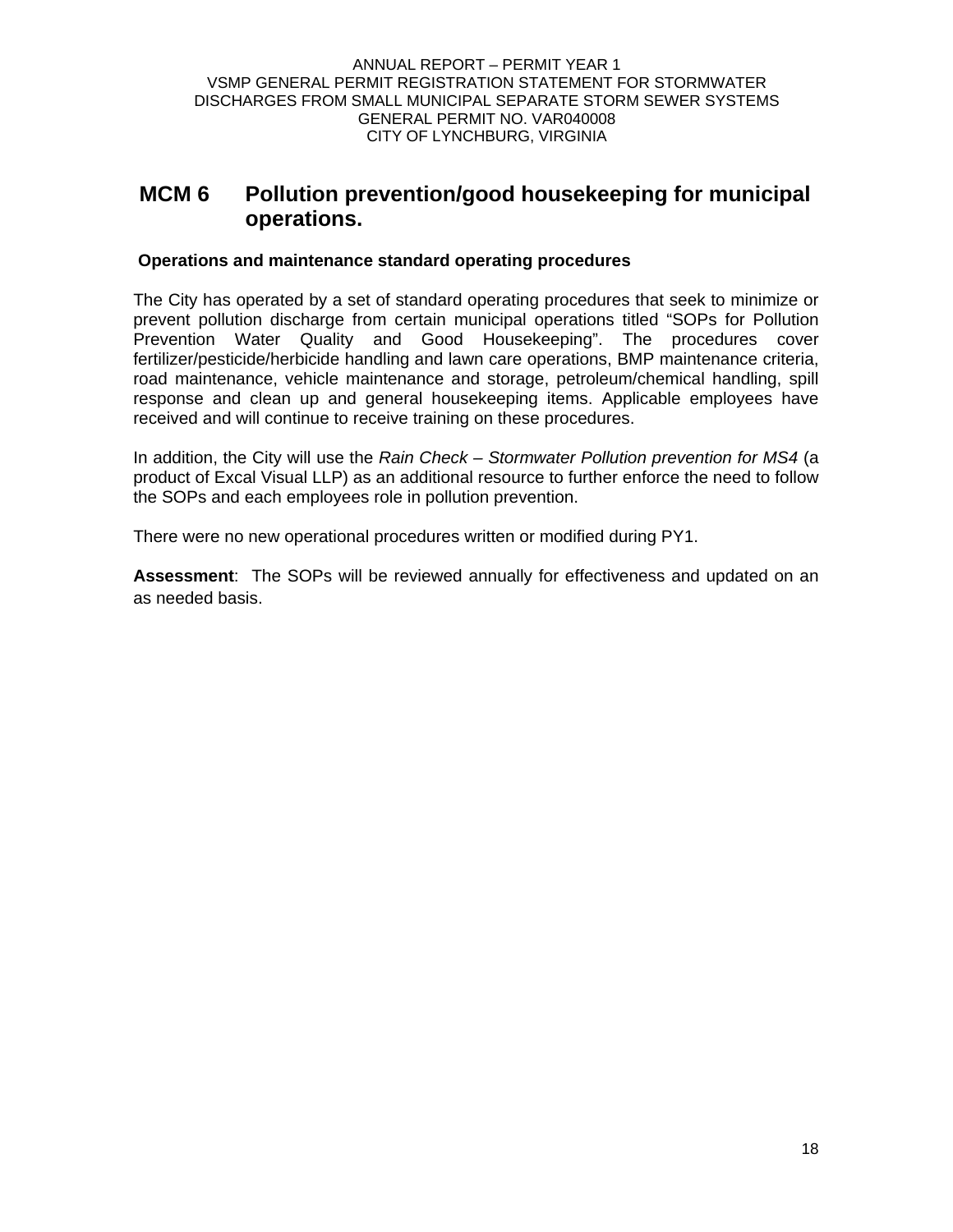## MCM 6 Pollution prevention/good housekeeping for municipal operations.

### Operations and maintenance standard operating procedures

The City has operated by a set of standard operating procedures that seek to minimize or prevent pollution discharge from certain municipal operations titled "SOPs for Pollution Prevention Water Quality and Good Housekeeping". The procedures cover fertilizer/pesticide/herbicide handling and lawn care operations, BMP maintenance criteria, road maintenance, vehicle maintenance and storage, petroleum/chemical handling, spill response and clean up and general housekeeping items. Applicable employees have received and will continue to receive training on these procedures.

In addition, the City will use the *Rain Check – Stormwater Pollution prevention for MS4* (a product of Excal Visual LLP) as an additional resource to further enforce the need to follow the SOPs and each employees role in pollution prevention.

There were no new operational procedures written or modified during PY1.

**Assessment**: The SOPs will be reviewed annually for effectiveness and updated on an as needed basis.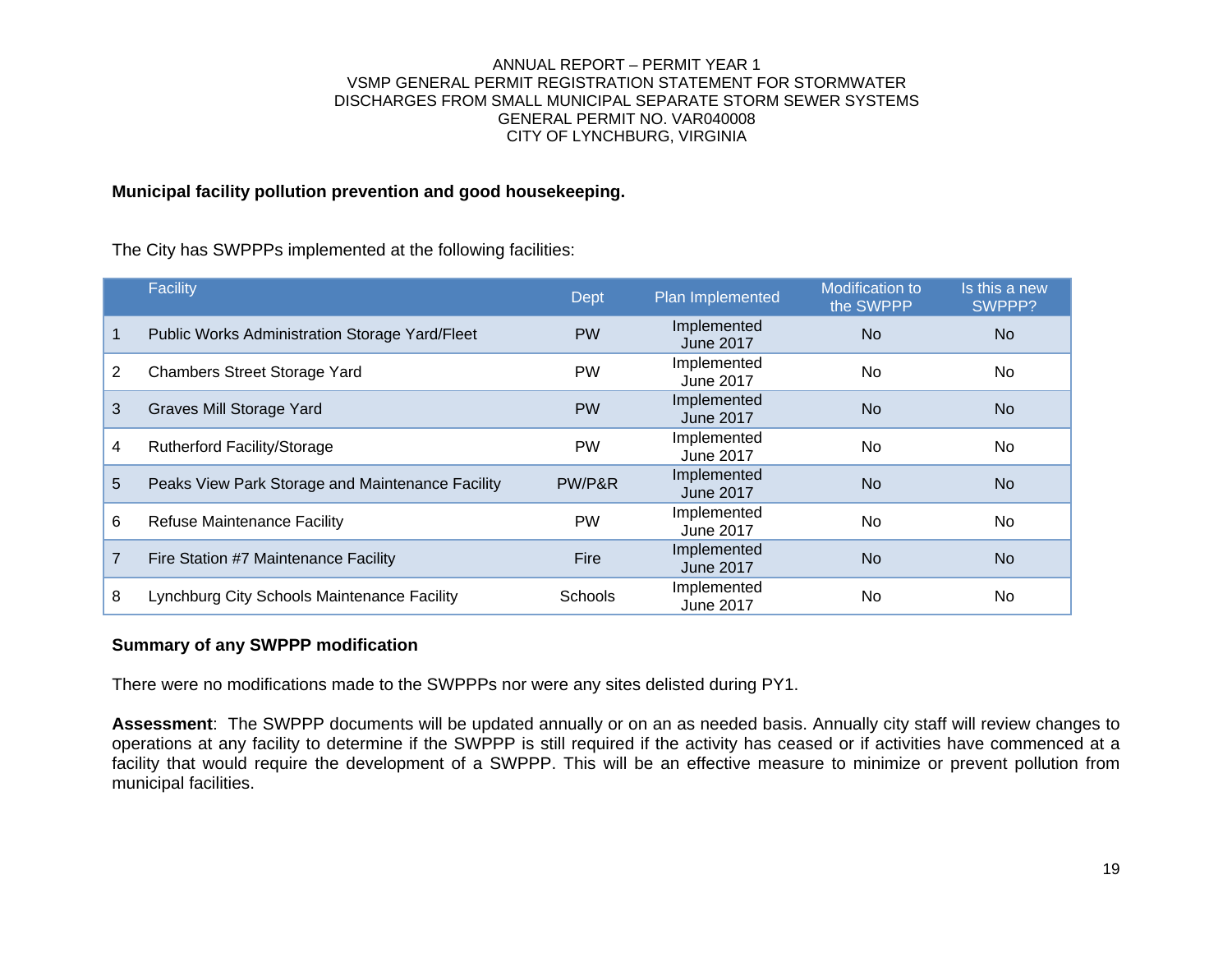**Municipal facility pollution prevention and good housekeeping.**

The City has SWPPPs implemented at the following facilities:

| | Facility | Dept | Plan Implemented | Modification to the SWPPP | Is this a new SWPPP? |
|---|---|---|---|---|---|
| 1 | Public Works Administration Storage Yard/Fleet | PW | Implemented June 2017 | No | No |
| 2 | Chambers Street Storage Yard | PW | Implemented June 2017 | No | No |
| 3 | Graves Mill Storage Yard | PW | Implemented June 2017 | No | No |
| 4 | Rutherford Facility/Storage | PW | Implemented June 2017 | No | No |
| 5 | Peaks View Park Storage and Maintenance Facility | PW/P&R | Implemented June 2017 | No | No |
| 6 | Refuse Maintenance Facility | PW | Implemented June 2017 | No | No |
| 7 | Fire Station #7 Maintenance Facility | Fire | Implemented June 2017 | No | No |
| 8 | Lynchburg City Schools Maintenance Facility | Schools | Implemented June 2017 | No | No |

**Summary of any SWPPP modification**

There were no modifications made to the SWPPPs nor were any sites delisted during PY1.

**Assessment**: The SWPPP documents will be updated annually or on an as needed basis. Annually city staff will review changes to operations at any facility to determine if the SWPPP is still required if the activity has ceased or if activities have commenced at a facility that would require the development of a SWPPP. This will be an effective measure to minimize or prevent pollution from municipal facilities.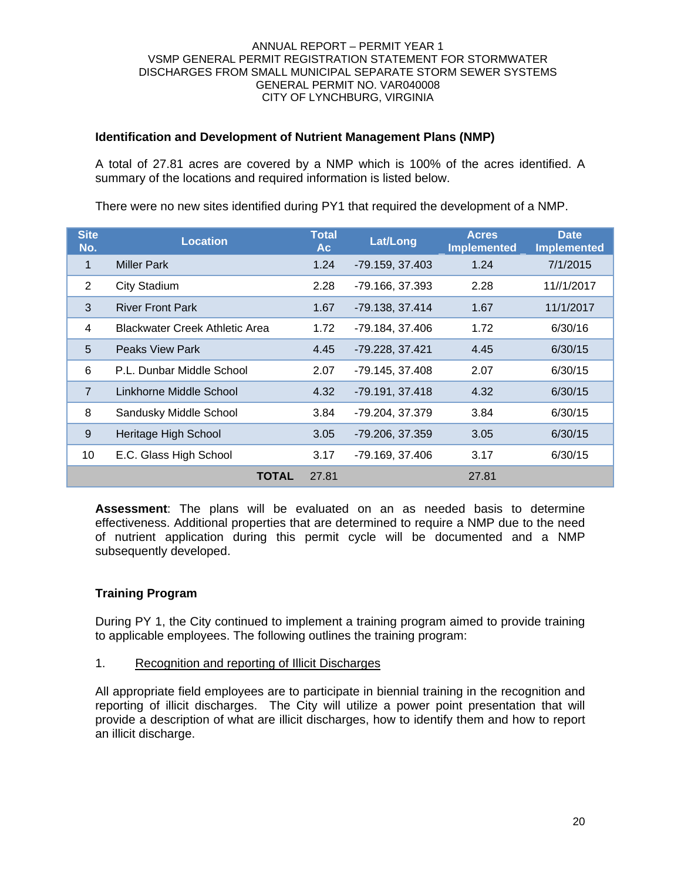## Identification and Development of Nutrient Management Plans (NMP)

A total of 27.81 acres are covered by a NMP which is 100% of the acres identified. A summary of the locations and required information is listed below.

There were no new sites identified during PY1 that required the development of a NMP.

| Site No. | Location | Total Ac | Lat/Long | Acres Implemented | Date Implemented |
|---|---|---|---|---|---|
| 1 | Miller Park | 1.24 | -79.159, 37.403 | 1.24 | 7/1/2015 |
| 2 | City Stadium | 2.28 | -79.166, 37.393 | 2.28 | 11//1/2017 |
| 3 | River Front Park | 1.67 | -79.138, 37.414 | 1.67 | 11/1/2017 |
| 4 | Blackwater Creek Athletic Area | 1.72 | -79.184, 37.406 | 1.72 | 6/30/16 |
| 5 | Peaks View Park | 4.45 | -79.228, 37.421 | 4.45 | 6/30/15 |
| 6 | P.L. Dunbar Middle School | 2.07 | -79.145, 37.408 | 2.07 | 6/30/15 |
| 7 | Linkhorne Middle School | 4.32 | -79.191, 37.418 | 4.32 | 6/30/15 |
| 8 | Sandusky Middle School | 3.84 | -79.204, 37.379 | 3.84 | 6/30/15 |
| 9 | Heritage High School | 3.05 | -79.206, 37.359 | 3.05 | 6/30/15 |
| 10 | E.C. Glass High School | 3.17 | -79.169, 37.406 | 3.17 | 6/30/15 |
| | **TOTAL** | 27.81 | | 27.81 | |

**Assessment**: The plans will be evaluated on an as needed basis to determine effectiveness. Additional properties that are determined to require a NMP due to the need of nutrient application during this permit cycle will be documented and a NMP subsequently developed.

## Training Program

During PY 1, the City continued to implement a training program aimed to provide training to applicable employees. The following outlines the training program:

1. Recognition and reporting of Illicit Discharges

All appropriate field employees are to participate in biennial training in the recognition and reporting of illicit discharges. The City will utilize a power point presentation that will provide a description of what are illicit discharges, how to identify them and how to report an illicit discharge.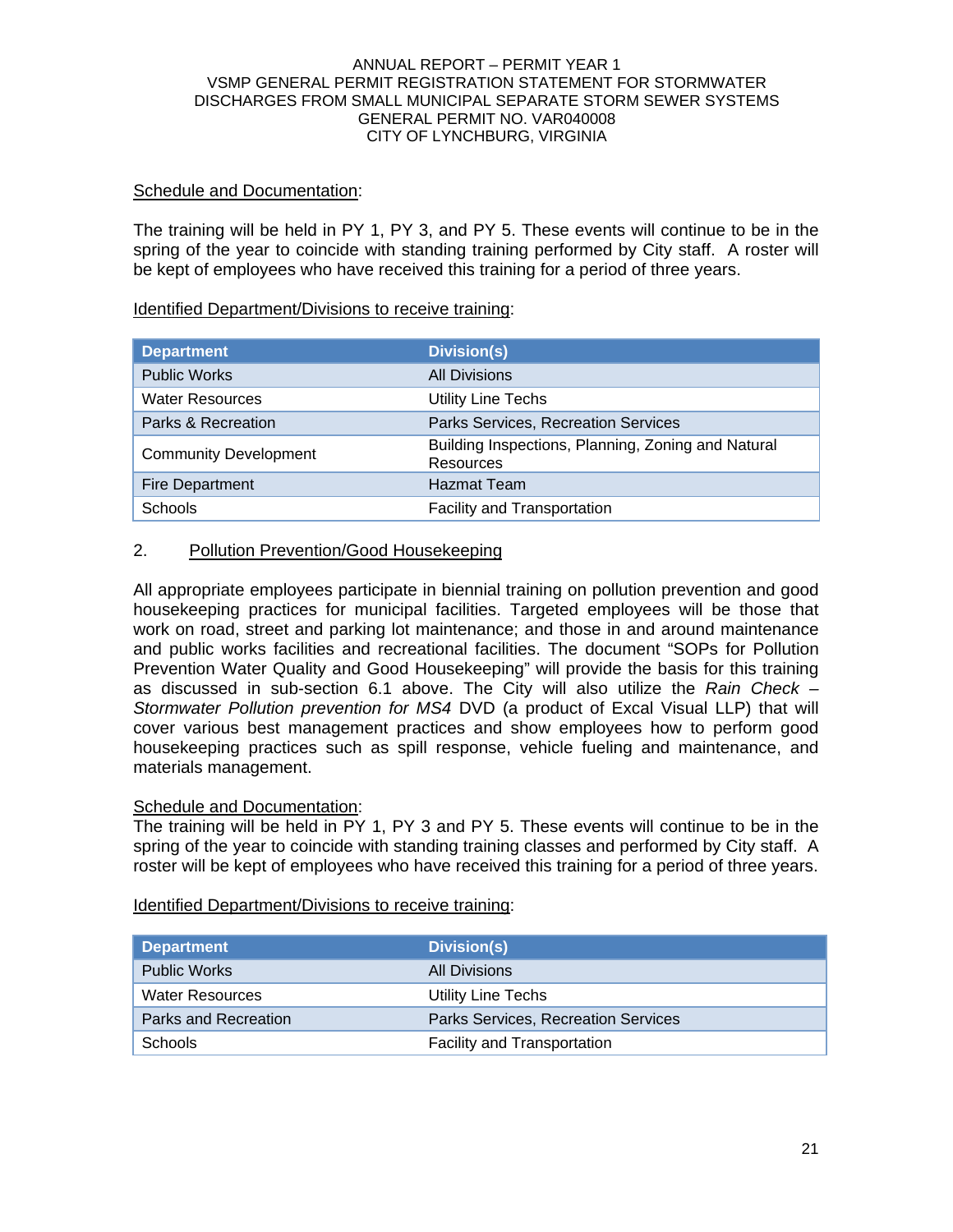Schedule and Documentation:

The training will be held in PY 1, PY 3, and PY 5. These events will continue to be in the spring of the year to coincide with standing training performed by City staff. A roster will be kept of employees who have received this training for a period of three years.

Identified Department/Divisions to receive training:

| Department | Division(s) |
|---|---|
| Public Works | All Divisions |
| Water Resources | Utility Line Techs |
| Parks & Recreation | Parks Services, Recreation Services |
| Community Development | Building Inspections, Planning, Zoning and Natural Resources |
| Fire Department | Hazmat Team |
| Schools | Facility and Transportation |

2. Pollution Prevention/Good Housekeeping

All appropriate employees participate in biennial training on pollution prevention and good housekeeping practices for municipal facilities. Targeted employees will be those that work on road, street and parking lot maintenance; and those in and around maintenance and public works facilities and recreational facilities. The document "SOPs for Pollution Prevention Water Quality and Good Housekeeping" will provide the basis for this training as discussed in sub-section 6.1 above. The City will also utilize the *Rain Check – Stormwater Pollution prevention for MS4* DVD (a product of Excal Visual LLP) that will cover various best management practices and show employees how to perform good housekeeping practices such as spill response, vehicle fueling and maintenance, and materials management.

Schedule and Documentation:
The training will be held in PY 1, PY 3 and PY 5. These events will continue to be in the spring of the year to coincide with standing training classes and performed by City staff. A roster will be kept of employees who have received this training for a period of three years.

Identified Department/Divisions to receive training:

| Department | Division(s) |
|---|---|
| Public Works | All Divisions |
| Water Resources | Utility Line Techs |
| Parks and Recreation | Parks Services, Recreation Services |
| Schools | Facility and Transportation |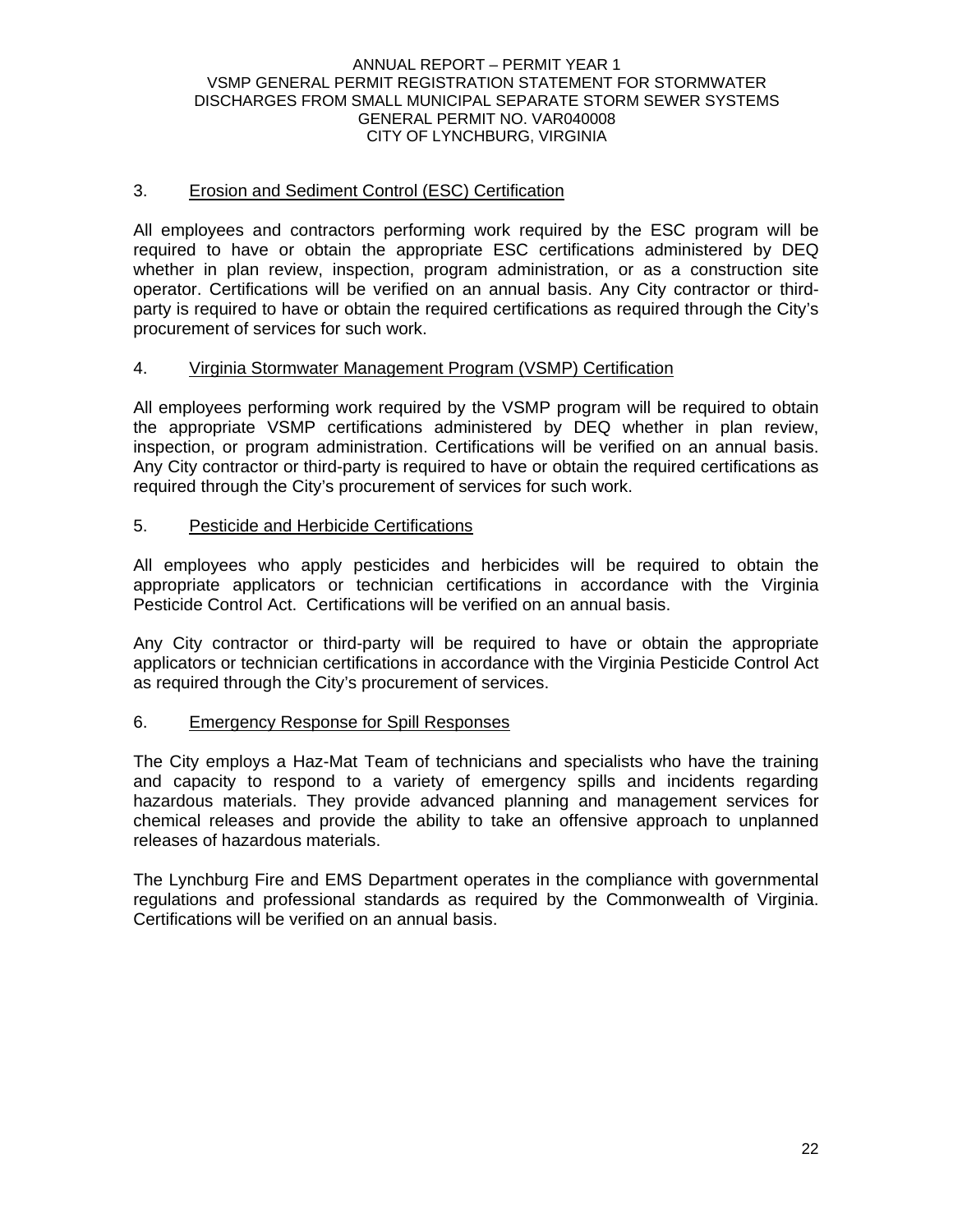3. Erosion and Sediment Control (ESC) Certification

All employees and contractors performing work required by the ESC program will be required to have or obtain the appropriate ESC certifications administered by DEQ whether in plan review, inspection, program administration, or as a construction site operator. Certifications will be verified on an annual basis. Any City contractor or third-party is required to have or obtain the required certifications as required through the City's procurement of services for such work.

4. Virginia Stormwater Management Program (VSMP) Certification

All employees performing work required by the VSMP program will be required to obtain the appropriate VSMP certifications administered by DEQ whether in plan review, inspection, or program administration. Certifications will be verified on an annual basis. Any City contractor or third-party is required to have or obtain the required certifications as required through the City's procurement of services for such work.

5. Pesticide and Herbicide Certifications

All employees who apply pesticides and herbicides will be required to obtain the appropriate applicators or technician certifications in accordance with the Virginia Pesticide Control Act. Certifications will be verified on an annual basis.

Any City contractor or third-party will be required to have or obtain the appropriate applicators or technician certifications in accordance with the Virginia Pesticide Control Act as required through the City's procurement of services.

6. Emergency Response for Spill Responses

The City employs a Haz-Mat Team of technicians and specialists who have the training and capacity to respond to a variety of emergency spills and incidents regarding hazardous materials. They provide advanced planning and management services for chemical releases and provide the ability to take an offensive approach to unplanned releases of hazardous materials.

The Lynchburg Fire and EMS Department operates in the compliance with governmental regulations and professional standards as required by the Commonwealth of Virginia. Certifications will be verified on an annual basis.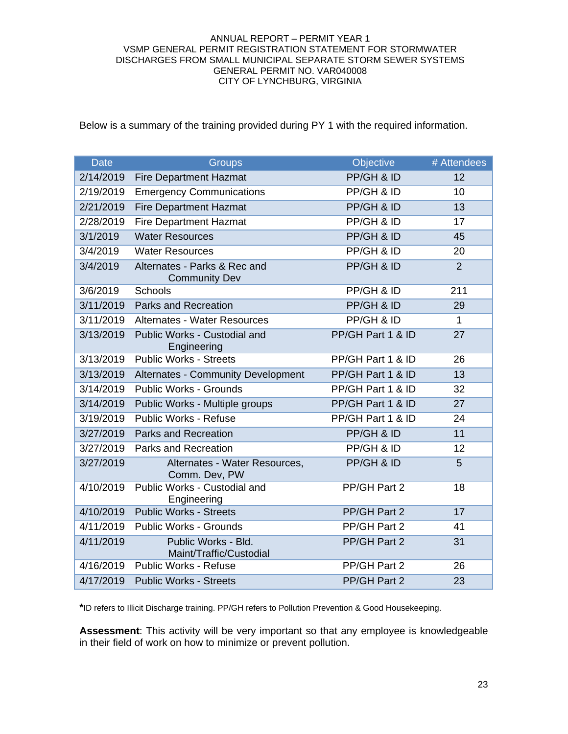Below is a summary of the training provided during PY 1 with the required information.

| Date | Groups | Objective | # Attendees |
|---|---|---|---|
| 2/14/2019 | Fire Department Hazmat | PP/GH & ID | 12 |
| 2/19/2019 | Emergency Communications | PP/GH & ID | 10 |
| 2/21/2019 | Fire Department Hazmat | PP/GH & ID | 13 |
| 2/28/2019 | Fire Department Hazmat | PP/GH & ID | 17 |
| 3/1/2019 | Water Resources | PP/GH & ID | 45 |
| 3/4/2019 | Water Resources | PP/GH & ID | 20 |
| 3/4/2019 | Alternates - Parks & Rec and Community Dev | PP/GH & ID | 2 |
| 3/6/2019 | Schools | PP/GH & ID | 211 |
| 3/11/2019 | Parks and Recreation | PP/GH & ID | 29 |
| 3/11/2019 | Alternates - Water Resources | PP/GH & ID | 1 |
| 3/13/2019 | Public Works - Custodial and Engineering | PP/GH Part 1 & ID | 27 |
| 3/13/2019 | Public Works - Streets | PP/GH Part 1 & ID | 26 |
| 3/13/2019 | Alternates - Community Development | PP/GH Part 1 & ID | 13 |
| 3/14/2019 | Public Works - Grounds | PP/GH Part 1 & ID | 32 |
| 3/14/2019 | Public Works - Multiple groups | PP/GH Part 1 & ID | 27 |
| 3/19/2019 | Public Works - Refuse | PP/GH Part 1 & ID | 24 |
| 3/27/2019 | Parks and Recreation | PP/GH & ID | 11 |
| 3/27/2019 | Parks and Recreation | PP/GH & ID | 12 |
| 3/27/2019 | Alternates - Water Resources, Comm. Dev, PW | PP/GH & ID | 5 |
| 4/10/2019 | Public Works - Custodial and Engineering | PP/GH Part 2 | 18 |
| 4/10/2019 | Public Works - Streets | PP/GH Part 2 | 17 |
| 4/11/2019 | Public Works - Grounds | PP/GH Part 2 | 41 |
| 4/11/2019 | Public Works - Bld. Maint/Traffic/Custodial | PP/GH Part 2 | 31 |
| 4/16/2019 | Public Works - Refuse | PP/GH Part 2 | 26 |
| 4/17/2019 | Public Works - Streets | PP/GH Part 2 | 23 |

**\***ID refers to Illicit Discharge training. PP/GH refers to Pollution Prevention & Good Housekeeping.

**Assessment**: This activity will be very important so that any employee is knowledgeable in their field of work on how to minimize or prevent pollution.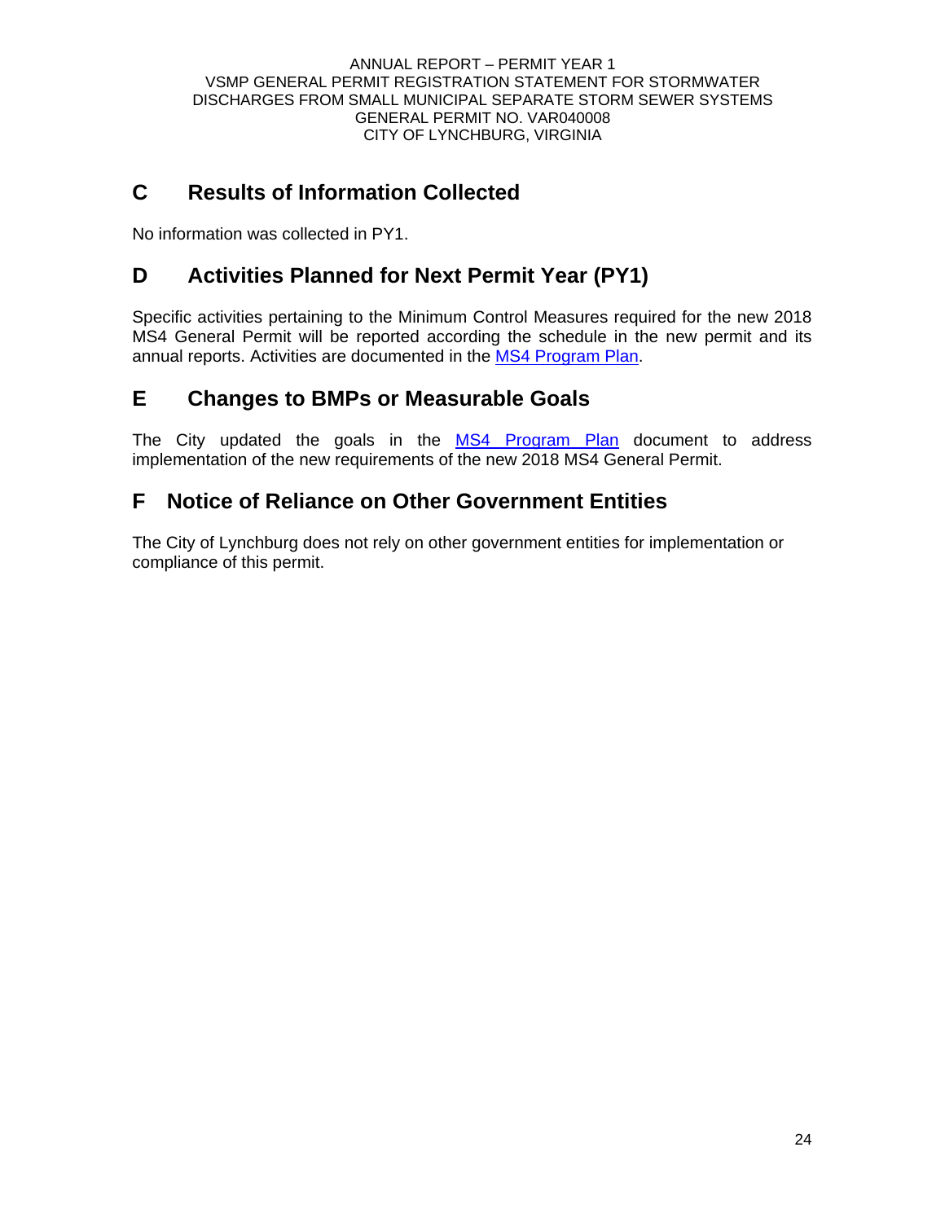## C Results of Information Collected

No information was collected in PY1.

## D Activities Planned for Next Permit Year (PY1)

Specific activities pertaining to the Minimum Control Measures required for the new 2018 MS4 General Permit will be reported according the schedule in the new permit and its annual reports. Activities are documented in the MS4 Program Plan.

## E Changes to BMPs or Measurable Goals

The City updated the goals in the MS4 Program Plan document to address implementation of the new requirements of the new 2018 MS4 General Permit.

## F Notice of Reliance on Other Government Entities

The City of Lynchburg does not rely on other government entities for implementation or compliance of this permit.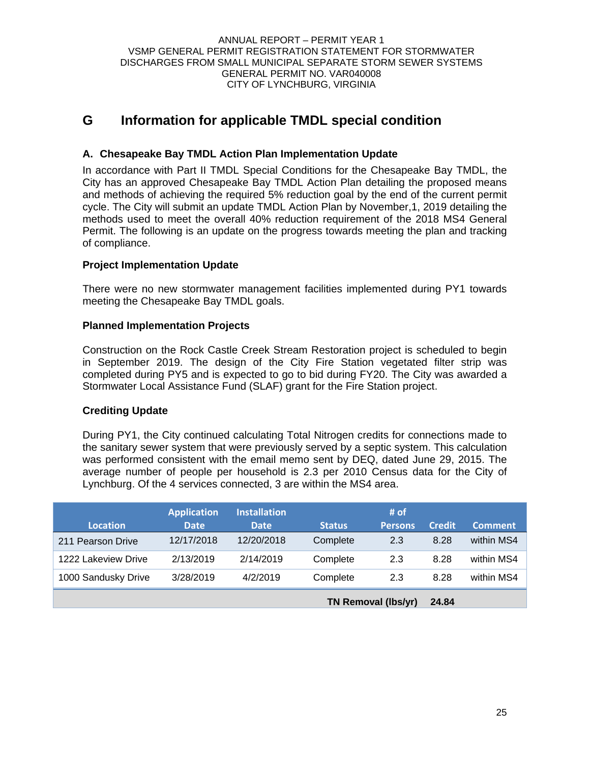# G Information for applicable TMDL special condition

## A. Chesapeake Bay TMDL Action Plan Implementation Update

In accordance with Part II TMDL Special Conditions for the Chesapeake Bay TMDL, the City has an approved Chesapeake Bay TMDL Action Plan detailing the proposed means and methods of achieving the required 5% reduction goal by the end of the current permit cycle. The City will submit an update TMDL Action Plan by November,1, 2019 detailing the methods used to meet the overall 40% reduction requirement of the 2018 MS4 General Permit. The following is an update on the progress towards meeting the plan and tracking of compliance.

### Project Implementation Update

There were no new stormwater management facilities implemented during PY1 towards meeting the Chesapeake Bay TMDL goals.

### Planned Implementation Projects

Construction on the Rock Castle Creek Stream Restoration project is scheduled to begin in September 2019. The design of the City Fire Station vegetated filter strip was completed during PY5 and is expected to go to bid during FY20. The City was awarded a Stormwater Local Assistance Fund (SLAF) grant for the Fire Station project.

### Crediting Update

During PY1, the City continued calculating Total Nitrogen credits for connections made to the sanitary sewer system that were previously served by a septic system. This calculation was performed consistent with the email memo sent by DEQ, dated June 29, 2015. The average number of people per household is 2.3 per 2010 Census data for the City of Lynchburg. Of the 4 services connected, 3 are within the MS4 area.

| Location | Application Date | Installation Date | Status | # of Persons | Credit | Comment |
|---|---|---|---|---|---|---|
| 211 Pearson Drive | 12/17/2018 | 12/20/2018 | Complete | 2.3 | 8.28 | within MS4 |
| 1222 Lakeview Drive | 2/13/2019 | 2/14/2019 | Complete | 2.3 | 8.28 | within MS4 |
| 1000 Sandusky Drive | 3/28/2019 | 4/2/2019 | Complete | 2.3 | 8.28 | within MS4 |
| | | | | **TN Removal (lbs/yr)** | **24.84** | |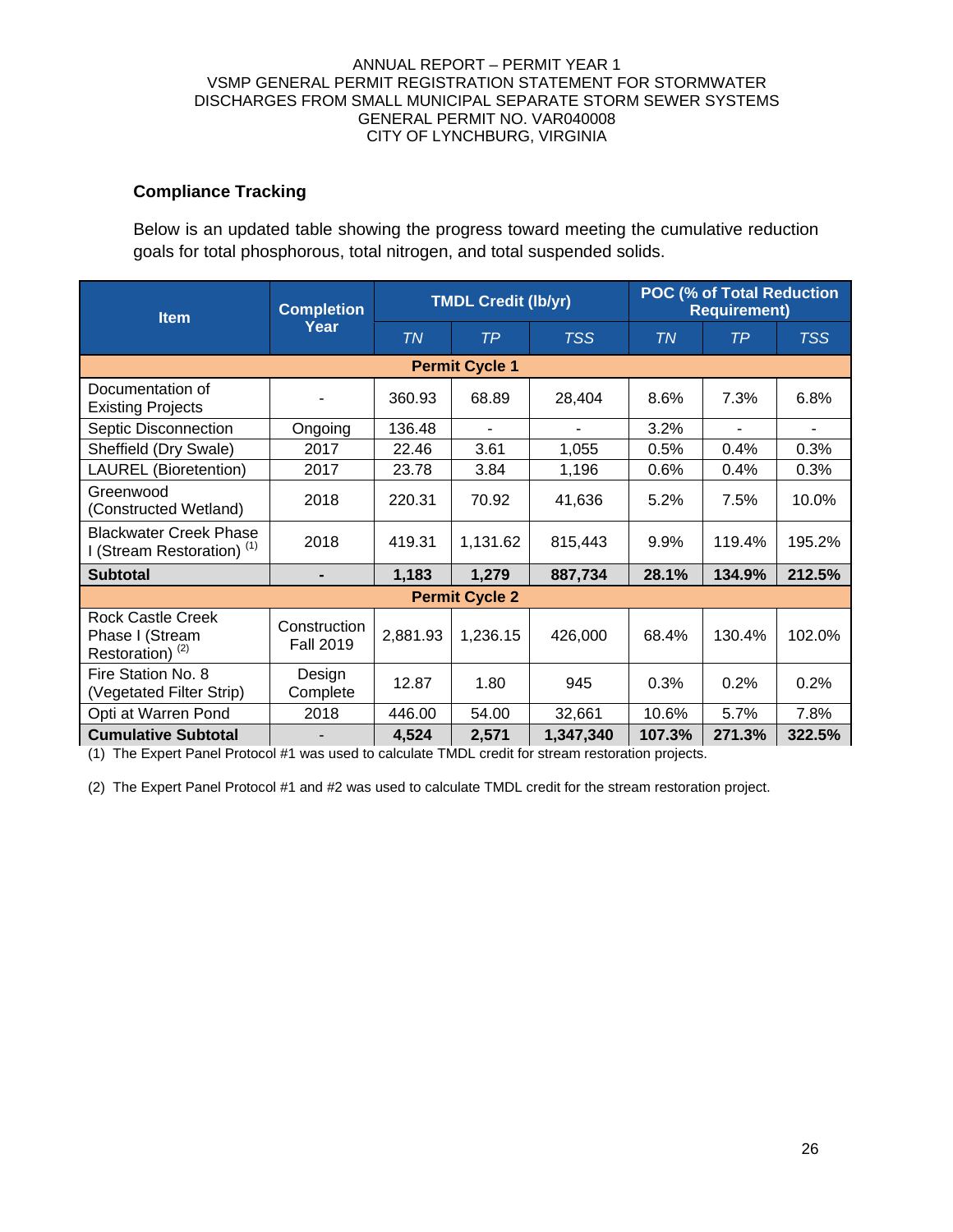ANNUAL REPORT – PERMIT YEAR 1
VSMP GENERAL PERMIT REGISTRATION STATEMENT FOR STORMWATER DISCHARGES FROM SMALL MUNICIPAL SEPARATE STORM SEWER SYSTEMS
GENERAL PERMIT NO. VAR040008
CITY OF LYNCHBURG, VIRGINIA

### Compliance Tracking

Below is an updated table showing the progress toward meeting the cumulative reduction goals for total phosphorous, total nitrogen, and total suspended solids.

| Item | Completion Year | TMDL Credit (lb/yr) | | | POC (% of Total Reduction Requirement) | | |
|---|---|---|---|---|---|---|---|
| | | *TN* | *TP* | *TSS* | *TN* | *TP* | *TSS* |
| **Permit Cycle 1** | | | | | | | |
| Documentation of Existing Projects | - | 360.93 | 68.89 | 28,404 | 8.6% | 7.3% | 6.8% |
| Septic Disconnection | Ongoing | 136.48 | - | - | 3.2% | - | - |
| Sheffield (Dry Swale) | 2017 | 22.46 | 3.61 | 1,055 | 0.5% | 0.4% | 0.3% |
| LAUREL (Bioretention) | 2017 | 23.78 | 3.84 | 1,196 | 0.6% | 0.4% | 0.3% |
| Greenwood (Constructed Wetland) | 2018 | 220.31 | 70.92 | 41,636 | 5.2% | 7.5% | 10.0% |
| Blackwater Creek Phase I (Stream Restoration) [(1)] | 2018 | 419.31 | 1,131.62 | 815,443 | 9.9% | 119.4% | 195.2% |
| **Subtotal** | **-** | **1,183** | **1,279** | **887,734** | **28.1%** | **134.9%** | **212.5%** |
| **Permit Cycle 2** | | | | | | | |
| Rock Castle Creek Phase I (Stream Restoration) [(2)] | Construction Fall 2019 | 2,881.93 | 1,236.15 | 426,000 | 68.4% | 130.4% | 102.0% |
| Fire Station No. 8 (Vegetated Filter Strip) | Design Complete | 12.87 | 1.80 | 945 | 0.3% | 0.2% | 0.2% |
| Opti at Warren Pond | 2018 | 446.00 | 54.00 | 32,661 | 10.6% | 5.7% | 7.8% |
| **Cumulative Subtotal** | - | **4,524** | **2,571** | **1,347,340** | **107.3%** | **271.3%** | **322.5%** |

(1) The Expert Panel Protocol #1 was used to calculate TMDL credit for stream restoration projects.

(2) The Expert Panel Protocol #1 and #2 was used to calculate TMDL credit for the stream restoration project.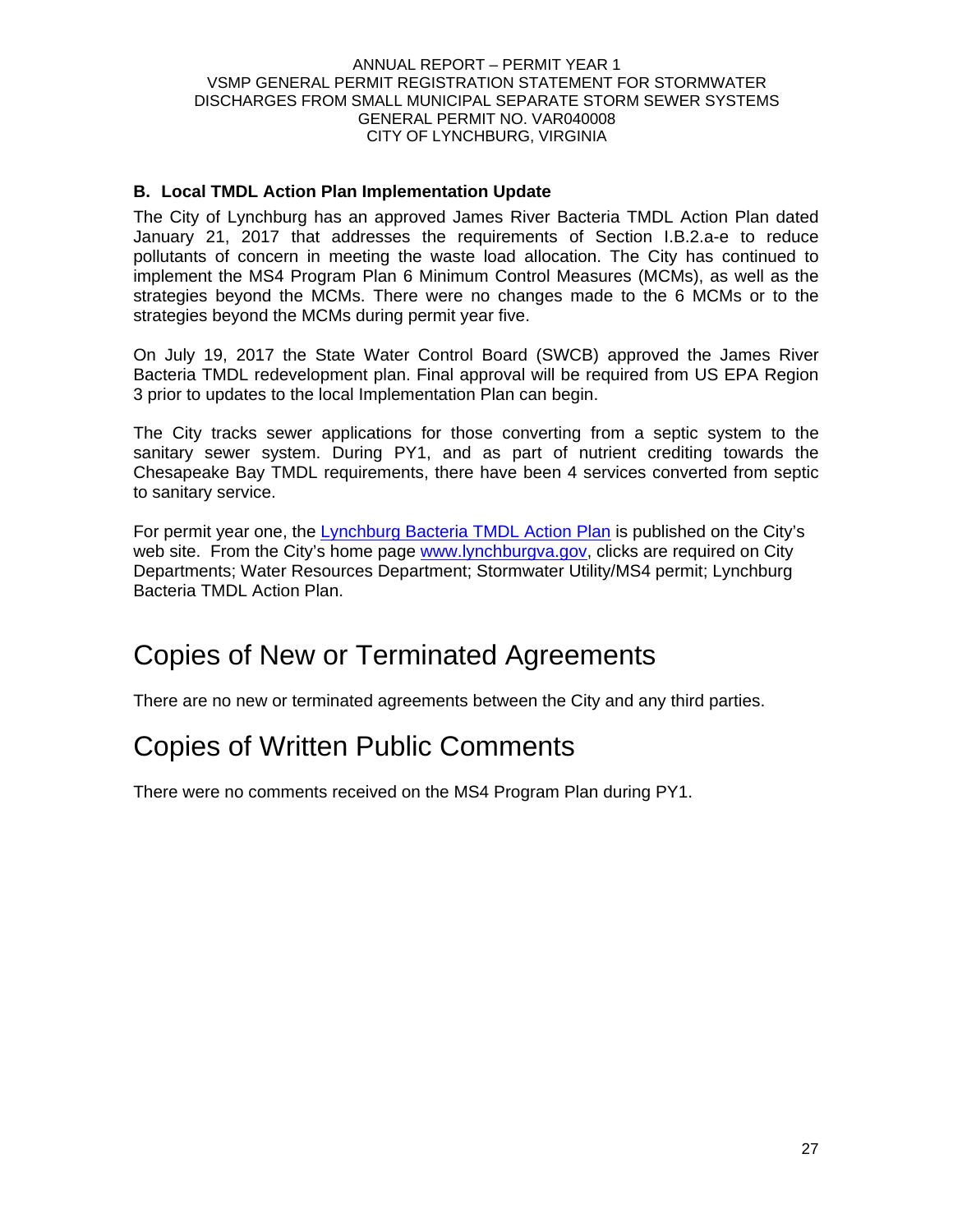### B. Local TMDL Action Plan Implementation Update

The City of Lynchburg has an approved James River Bacteria TMDL Action Plan dated January 21, 2017 that addresses the requirements of Section I.B.2.a-e to reduce pollutants of concern in meeting the waste load allocation. The City has continued to implement the MS4 Program Plan 6 Minimum Control Measures (MCMs), as well as the strategies beyond the MCMs. There were no changes made to the 6 MCMs or to the strategies beyond the MCMs during permit year five.

On July 19, 2017 the State Water Control Board (SWCB) approved the James River Bacteria TMDL redevelopment plan. Final approval will be required from US EPA Region 3 prior to updates to the local Implementation Plan can begin.

The City tracks sewer applications for those converting from a septic system to the sanitary sewer system. During PY1, and as part of nutrient crediting towards the Chesapeake Bay TMDL requirements, there have been 4 services converted from septic to sanitary service.

For permit year one, the Lynchburg Bacteria TMDL Action Plan is published on the City's web site. From the City's home page www.lynchburgva.gov, clicks are required on City Departments; Water Resources Department; Stormwater Utility/MS4 permit; Lynchburg Bacteria TMDL Action Plan.

# Copies of New or Terminated Agreements

There are no new or terminated agreements between the City and any third parties.

# Copies of Written Public Comments

There were no comments received on the MS4 Program Plan during PY1.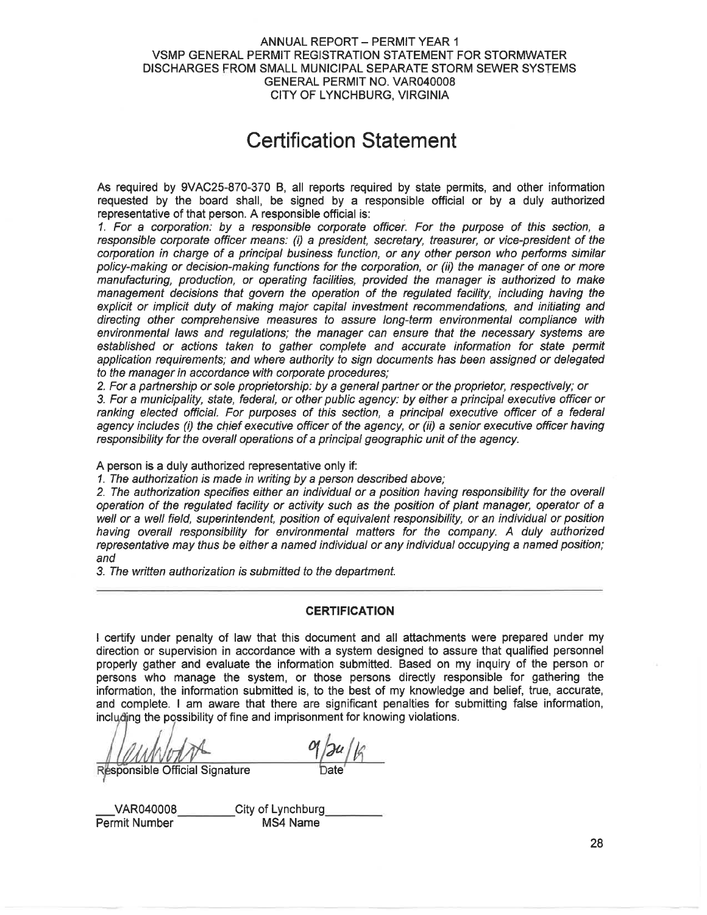ANNUAL REPORT – PERMIT YEAR 1
VSMP GENERAL PERMIT REGISTRATION STATEMENT FOR STORMWATER DISCHARGES FROM SMALL MUNICIPAL SEPARATE STORM SEWER SYSTEMS
GENERAL PERMIT NO. VAR040008
CITY OF LYNCHBURG, VIRGINIA

# Certification Statement

As required by 9VAC25-870-370 B, all reports required by state permits, and other information requested by the board shall, be signed by a responsible official or by a duly authorized representative of that person. A responsible official is:

*1. For a corporation: by a responsible corporate officer. For the purpose of this section, a responsible corporate officer means: (i) a president, secretary, treasurer, or vice-president of the corporation in charge of a principal business function, or any other person who performs similar policy-making or decision-making functions for the corporation, or (ii) the manager of one or more manufacturing, production, or operating facilities, provided the manager is authorized to make management decisions that govern the operation of the regulated facility, including having the explicit or implicit duty of making major capital investment recommendations, and initiating and directing other comprehensive measures to assure long-term environmental compliance with environmental laws and regulations; the manager can ensure that the necessary systems are established or actions taken to gather complete and accurate information for state permit application requirements; and where authority to sign documents has been assigned or delegated to the manager in accordance with corporate procedures;*

*2. For a partnership or sole proprietorship: by a general partner or the proprietor, respectively; or*

*3. For a municipality, state, federal, or other public agency: by either a principal executive officer or ranking elected official. For purposes of this section, a principal executive officer of a federal agency includes (i) the chief executive officer of the agency, or (ii) a senior executive officer having responsibility for the overall operations of a principal geographic unit of the agency.*

A person is a duly authorized representative only if:

*1. The authorization is made in writing by a person described above;*

*2. The authorization specifies either an individual or a position having responsibility for the overall operation of the regulated facility or activity such as the position of plant manager, operator of a well or a well field, superintendent, position of equivalent responsibility, or an individual or position having overall responsibility for environmental matters for the company. A duly authorized representative may thus be either a named individual or any individual occupying a named position; and*

*3. The written authorization is submitted to the department.*

---

### CERTIFICATION

I certify under penalty of law that this document and all attachments were prepared under my direction or supervision in accordance with a system designed to assure that qualified personnel properly gather and evaluate the information submitted. Based on my inquiry of the person or persons who manage the system, or those persons directly responsible for gathering the information, the information submitted is, to the best of my knowledge and belief, true, accurate, and complete. I am aware that there are significant penalties for submitting false information, including the possibility of fine and imprisonment for knowing violations.

[Signature] 09/24/18

Responsible Official Signature Date

VAR040008 City of Lynchburg

Permit Number MS4 Name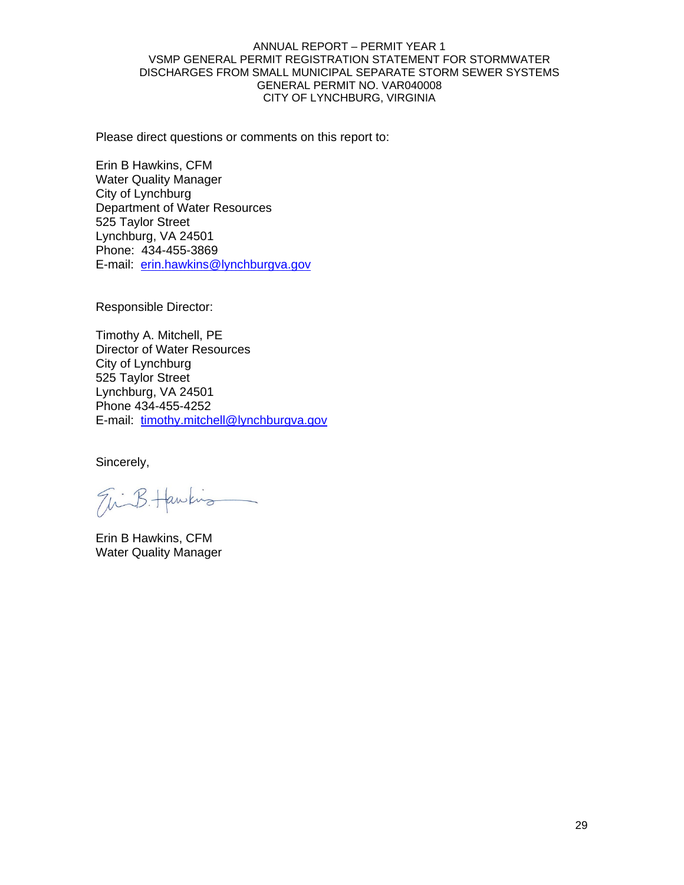ANNUAL REPORT – PERMIT YEAR 1
VSMP GENERAL PERMIT REGISTRATION STATEMENT FOR STORMWATER DISCHARGES FROM SMALL MUNICIPAL SEPARATE STORM SEWER SYSTEMS
GENERAL PERMIT NO. VAR040008
CITY OF LYNCHBURG, VIRGINIA

Please direct questions or comments on this report to:

Erin B Hawkins, CFM
Water Quality Manager
City of Lynchburg
Department of Water Resources
525 Taylor Street
Lynchburg, VA 24501
Phone: 434-455-3869
E-mail: erin.hawkins@lynchburgva.gov

Responsible Director:

Timothy A. Mitchell, PE
Director of Water Resources
City of Lynchburg
525 Taylor Street
Lynchburg, VA 24501
Phone 434-455-4252
E-mail: timothy.mitchell@lynchburgva.gov

Sincerely,

Erin B. Hawkins

Erin B Hawkins, CFM
Water Quality Manager